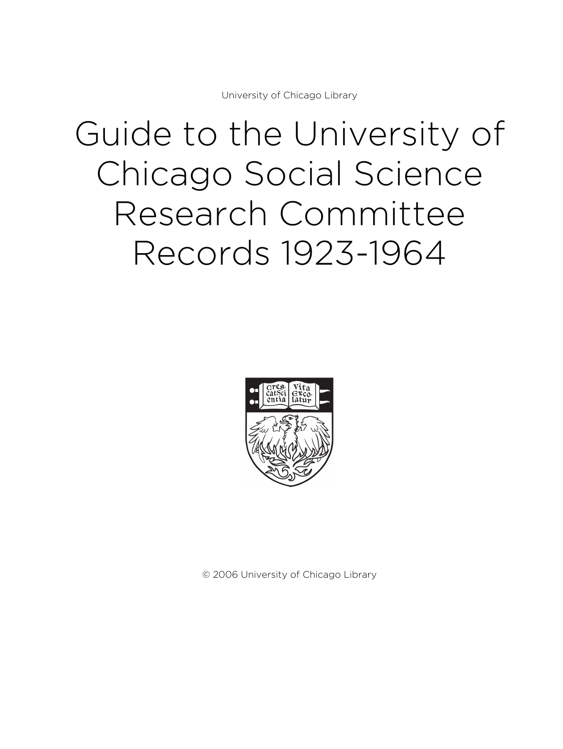University of Chicago Library

# Guide to the University of Chicago Social Science Research Committee Records 1923-1964

© 2006 University of Chicago Library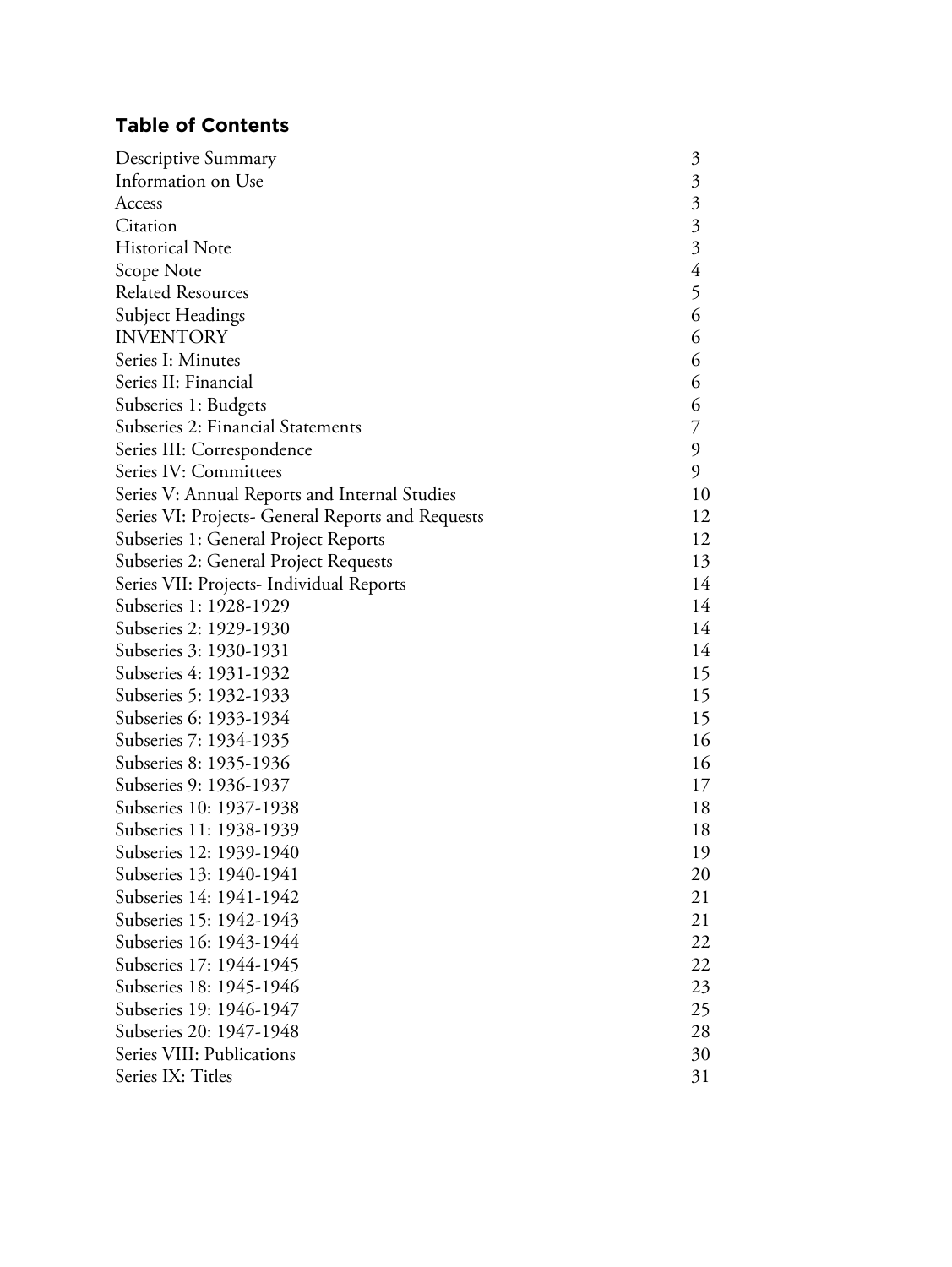## Table of Contents

| | |
|---|---|
| Descriptive Summary | 3 |
| Information on Use | 3 |
| Access | 3 |
| Citation | 3 |
| Historical Note | 3 |
| Scope Note | 4 |
| Related Resources | 5 |
| Subject Headings | 6 |
| INVENTORY | 6 |
| Series I: Minutes | 6 |
| Series II: Financial | 6 |
| Subseries 1: Budgets | 6 |
| Subseries 2: Financial Statements | 7 |
| Series III: Correspondence | 9 |
| Series IV: Committees | 9 |
| Series V: Annual Reports and Internal Studies | 10 |
| Series VI: Projects- General Reports and Requests | 12 |
| Subseries 1: General Project Reports | 12 |
| Subseries 2: General Project Requests | 13 |
| Series VII: Projects- Individual Reports | 14 |
| Subseries 1: 1928-1929 | 14 |
| Subseries 2: 1929-1930 | 14 |
| Subseries 3: 1930-1931 | 14 |
| Subseries 4: 1931-1932 | 15 |
| Subseries 5: 1932-1933 | 15 |
| Subseries 6: 1933-1934 | 15 |
| Subseries 7: 1934-1935 | 16 |
| Subseries 8: 1935-1936 | 16 |
| Subseries 9: 1936-1937 | 17 |
| Subseries 10: 1937-1938 | 18 |
| Subseries 11: 1938-1939 | 18 |
| Subseries 12: 1939-1940 | 19 |
| Subseries 13: 1940-1941 | 20 |
| Subseries 14: 1941-1942 | 21 |
| Subseries 15: 1942-1943 | 21 |
| Subseries 16: 1943-1944 | 22 |
| Subseries 17: 1944-1945 | 22 |
| Subseries 18: 1945-1946 | 23 |
| Subseries 19: 1946-1947 | 25 |
| Subseries 20: 1947-1948 | 28 |
| Series VIII: Publications | 30 |
| Series IX: Titles | 31 |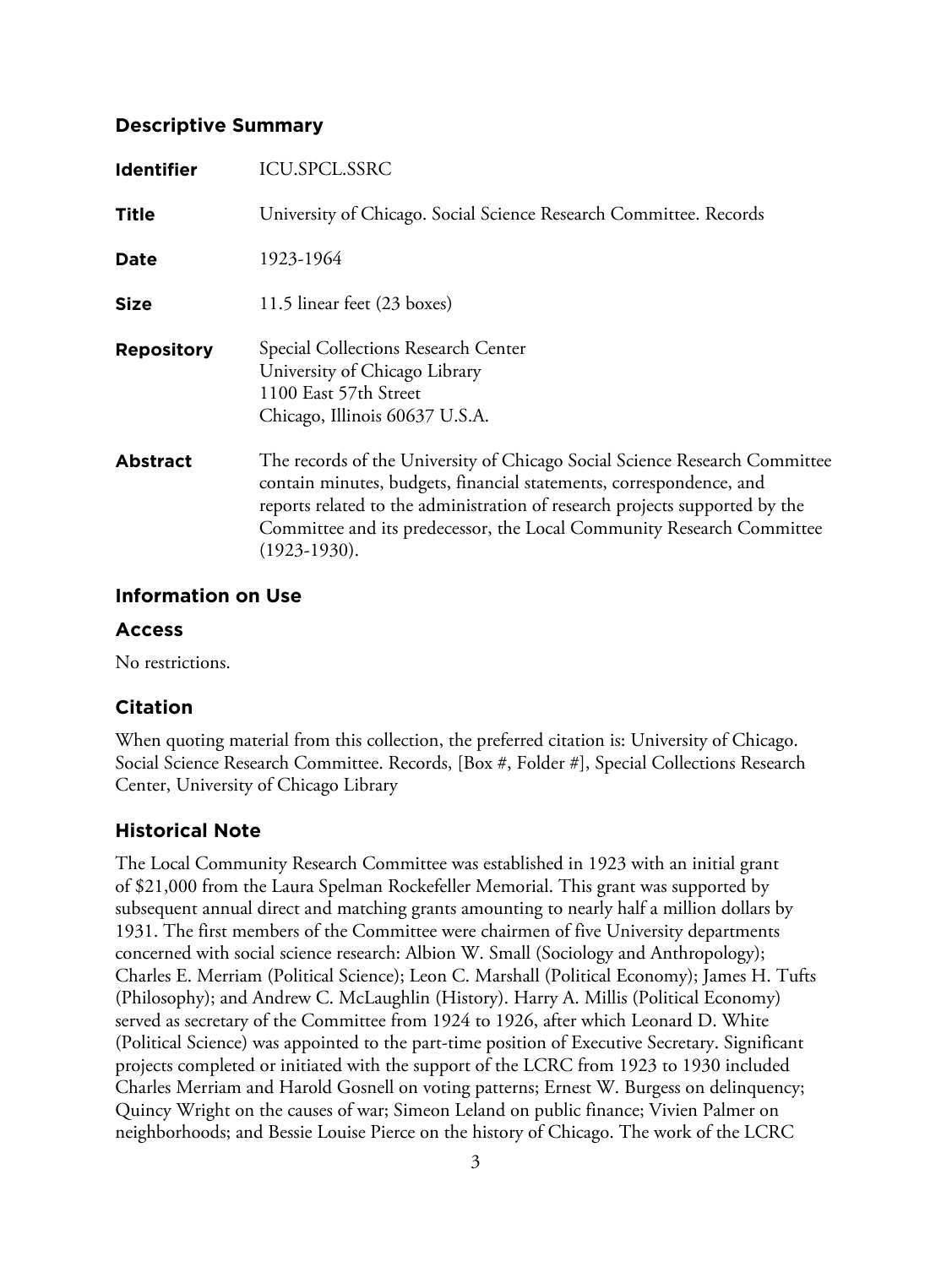## Descriptive Summary

| | |
|---|---|
| **Identifier** | ICU.SPCL.SSRC |
| **Title** | University of Chicago. Social Science Research Committee. Records |
| **Date** | 1923-1964 |
| **Size** | 11.5 linear feet (23 boxes) |
| **Repository** | Special Collections Research Center<br>University of Chicago Library<br>1100 East 57th Street<br>Chicago, Illinois 60637 U.S.A. |
| **Abstract** | The records of the University of Chicago Social Science Research Committee contain minutes, budgets, financial statements, correspondence, and reports related to the administration of research projects supported by the Committee and its predecessor, the Local Community Research Committee (1923-1930). |

## Information on Use

### Access

No restrictions.

### Citation

When quoting material from this collection, the preferred citation is: University of Chicago. Social Science Research Committee. Records, [Box #, Folder #], Special Collections Research Center, University of Chicago Library

## Historical Note

The Local Community Research Committee was established in 1923 with an initial grant of $21,000 from the Laura Spelman Rockefeller Memorial. This grant was supported by subsequent annual direct and matching grants amounting to nearly half a million dollars by 1931. The first members of the Committee were chairmen of five University departments concerned with social science research: Albion W. Small (Sociology and Anthropology); Charles E. Merriam (Political Science); Leon C. Marshall (Political Economy); James H. Tufts (Philosophy); and Andrew C. McLaughlin (History). Harry A. Millis (Political Economy) served as secretary of the Committee from 1924 to 1926, after which Leonard D. White (Political Science) was appointed to the part-time position of Executive Secretary. Significant projects completed or initiated with the support of the LCRC from 1923 to 1930 included Charles Merriam and Harold Gosnell on voting patterns; Ernest W. Burgess on delinquency; Quincy Wright on the causes of war; Simeon Leland on public finance; Vivien Palmer on neighborhoods; and Bessie Louise Pierce on the history of Chicago. The work of the LCRC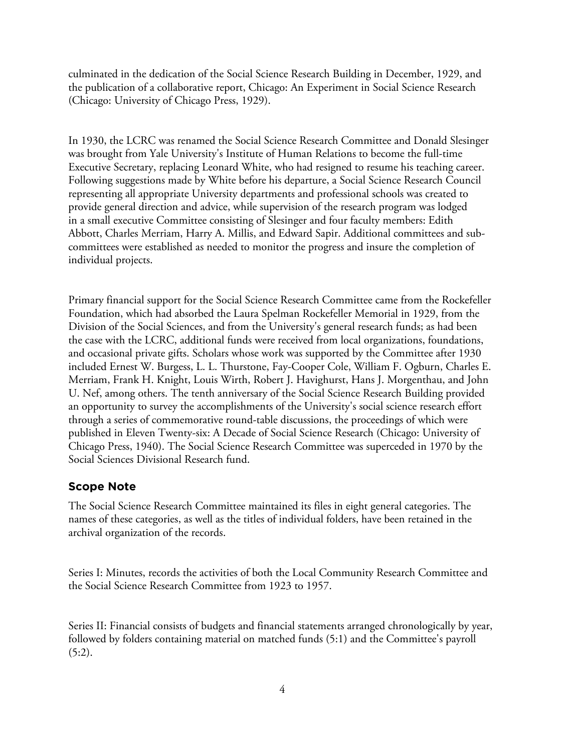culminated in the dedication of the Social Science Research Building in December, 1929, and the publication of a collaborative report, Chicago: An Experiment in Social Science Research (Chicago: University of Chicago Press, 1929).

In 1930, the LCRC was renamed the Social Science Research Committee and Donald Slesinger was brought from Yale University's Institute of Human Relations to become the full-time Executive Secretary, replacing Leonard White, who had resigned to resume his teaching career. Following suggestions made by White before his departure, a Social Science Research Council representing all appropriate University departments and professional schools was created to provide general direction and advice, while supervision of the research program was lodged in a small executive Committee consisting of Slesinger and four faculty members: Edith Abbott, Charles Merriam, Harry A. Millis, and Edward Sapir. Additional committees and sub-committees were established as needed to monitor the progress and insure the completion of individual projects.

Primary financial support for the Social Science Research Committee came from the Rockefeller Foundation, which had absorbed the Laura Spelman Rockefeller Memorial in 1929, from the Division of the Social Sciences, and from the University's general research funds; as had been the case with the LCRC, additional funds were received from local organizations, foundations, and occasional private gifts. Scholars whose work was supported by the Committee after 1930 included Ernest W. Burgess, L. L. Thurstone, Fay-Cooper Cole, William F. Ogburn, Charles E. Merriam, Frank H. Knight, Louis Wirth, Robert J. Havighurst, Hans J. Morgenthau, and John U. Nef, among others. The tenth anniversary of the Social Science Research Building provided an opportunity to survey the accomplishments of the University's social science research effort through a series of commemorative round-table discussions, the proceedings of which were published in Eleven Twenty-six: A Decade of Social Science Research (Chicago: University of Chicago Press, 1940). The Social Science Research Committee was superceded in 1970 by the Social Sciences Divisional Research fund.

## Scope Note

The Social Science Research Committee maintained its files in eight general categories. The names of these categories, as well as the titles of individual folders, have been retained in the archival organization of the records.

Series I: Minutes, records the activities of both the Local Community Research Committee and the Social Science Research Committee from 1923 to 1957.

Series II: Financial consists of budgets and financial statements arranged chronologically by year, followed by folders containing material on matched funds (5:1) and the Committee's payroll (5:2).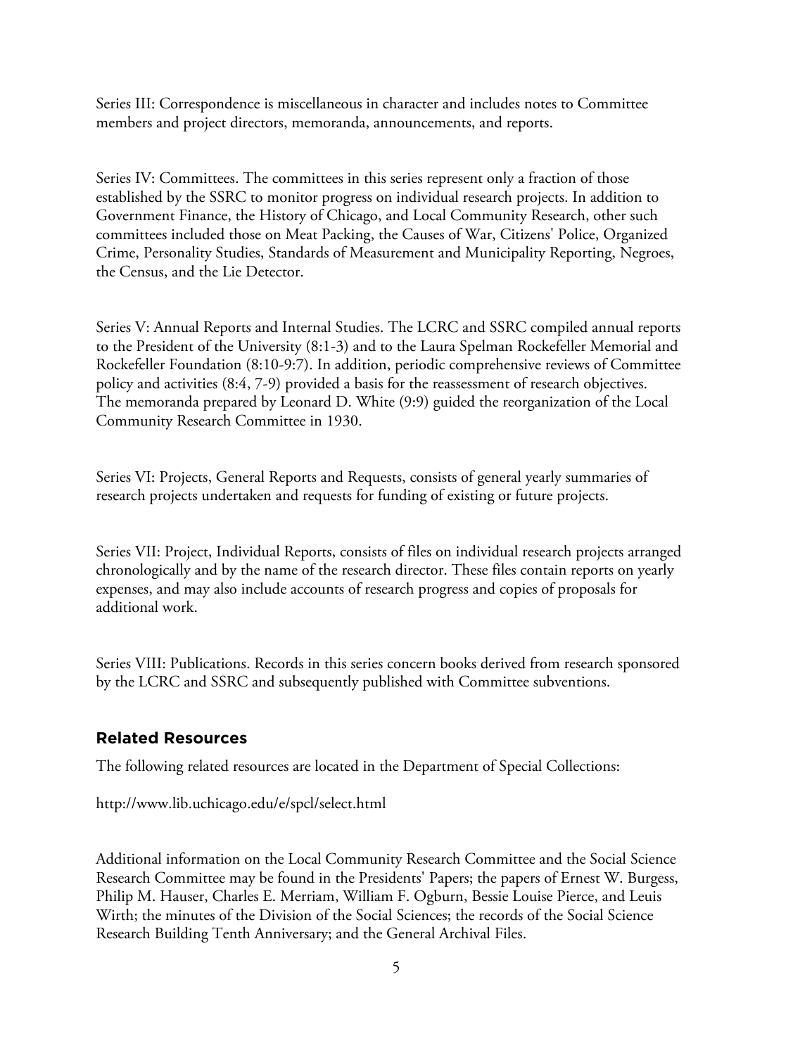Series III: Correspondence is miscellaneous in character and includes notes to Committee members and project directors, memoranda, announcements, and reports.

Series IV: Committees. The committees in this series represent only a fraction of those established by the SSRC to monitor progress on individual research projects. In addition to Government Finance, the History of Chicago, and Local Community Research, other such committees included those on Meat Packing, the Causes of War, Citizens' Police, Organized Crime, Personality Studies, Standards of Measurement and Municipality Reporting, Negroes, the Census, and the Lie Detector.

Series V: Annual Reports and Internal Studies. The LCRC and SSRC compiled annual reports to the President of the University (8:1-3) and to the Laura Spelman Rockefeller Memorial and Rockefeller Foundation (8:10-9:7). In addition, periodic comprehensive reviews of Committee policy and activities (8:4, 7-9) provided a basis for the reassessment of research objectives. The memoranda prepared by Leonard D. White (9:9) guided the reorganization of the Local Community Research Committee in 1930.

Series VI: Projects, General Reports and Requests, consists of general yearly summaries of research projects undertaken and requests for funding of existing or future projects.

Series VII: Project, Individual Reports, consists of files on individual research projects arranged chronologically and by the name of the research director. These files contain reports on yearly expenses, and may also include accounts of research progress and copies of proposals for additional work.

Series VIII: Publications. Records in this series concern books derived from research sponsored by the LCRC and SSRC and subsequently published with Committee subventions.

## Related Resources

The following related resources are located in the Department of Special Collections:

http://www.lib.uchicago.edu/e/spcl/select.html

Additional information on the Local Community Research Committee and the Social Science Research Committee may be found in the Presidents' Papers; the papers of Ernest W. Burgess, Philip M. Hauser, Charles E. Merriam, William F. Ogburn, Bessie Louise Pierce, and Leuis Wirth; the minutes of the Division of the Social Sciences; the records of the Social Science Research Building Tenth Anniversary; and the General Archival Files.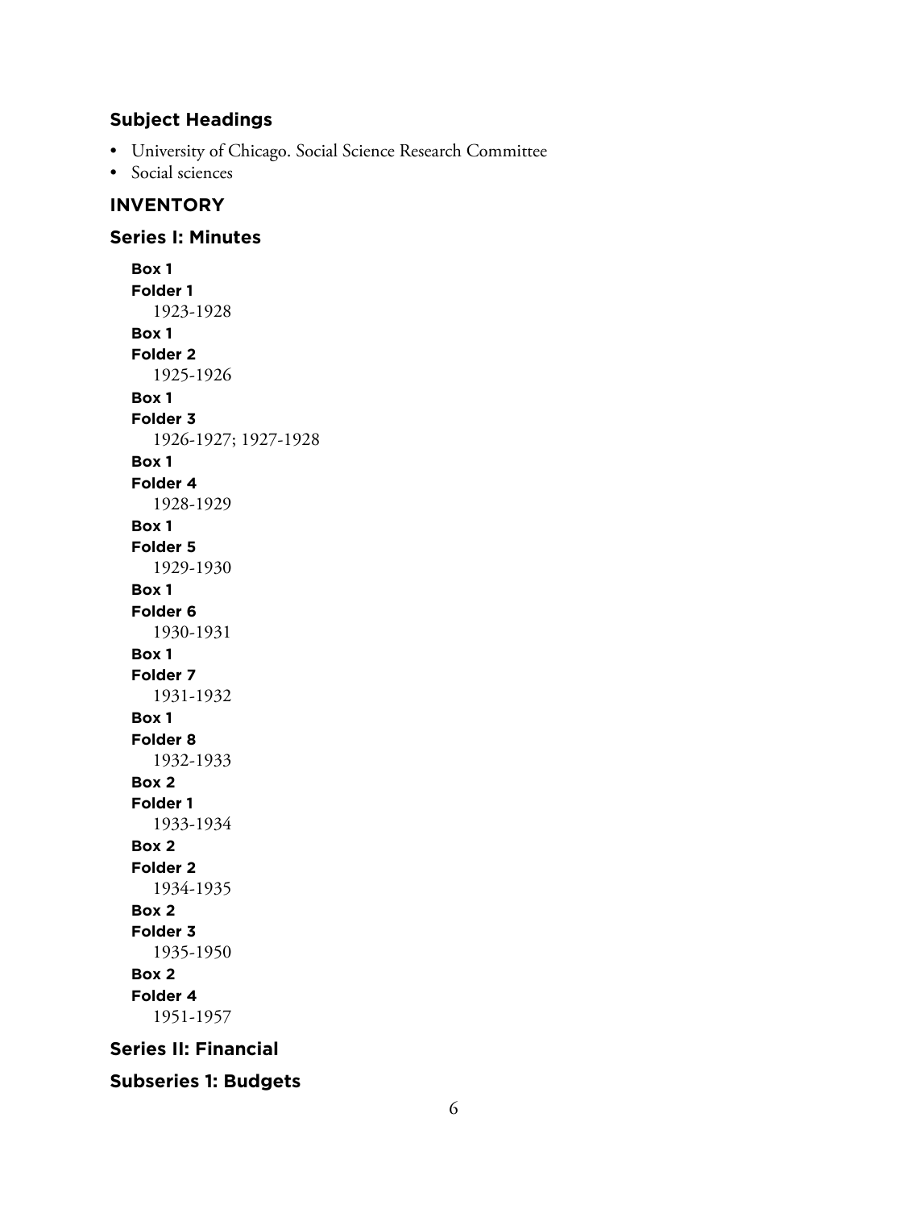## Subject Headings

- University of Chicago. Social Science Research Committee
- Social sciences

## INVENTORY

## Series I: Minutes

**Box 1**
**Folder 1**
1923-1928

**Box 1**
**Folder 2**
1925-1926

**Box 1**
**Folder 3**
1926-1927; 1927-1928

**Box 1**
**Folder 4**
1928-1929

**Box 1**
**Folder 5**
1929-1930

**Box 1**
**Folder 6**
1930-1931

**Box 1**
**Folder 7**
1931-1932

**Box 1**
**Folder 8**
1932-1933

**Box 2**
**Folder 1**
1933-1934

**Box 2**
**Folder 2**
1934-1935

**Box 2**
**Folder 3**
1935-1950

**Box 2**
**Folder 4**
1951-1957

## Series II: Financial

### Subseries 1: Budgets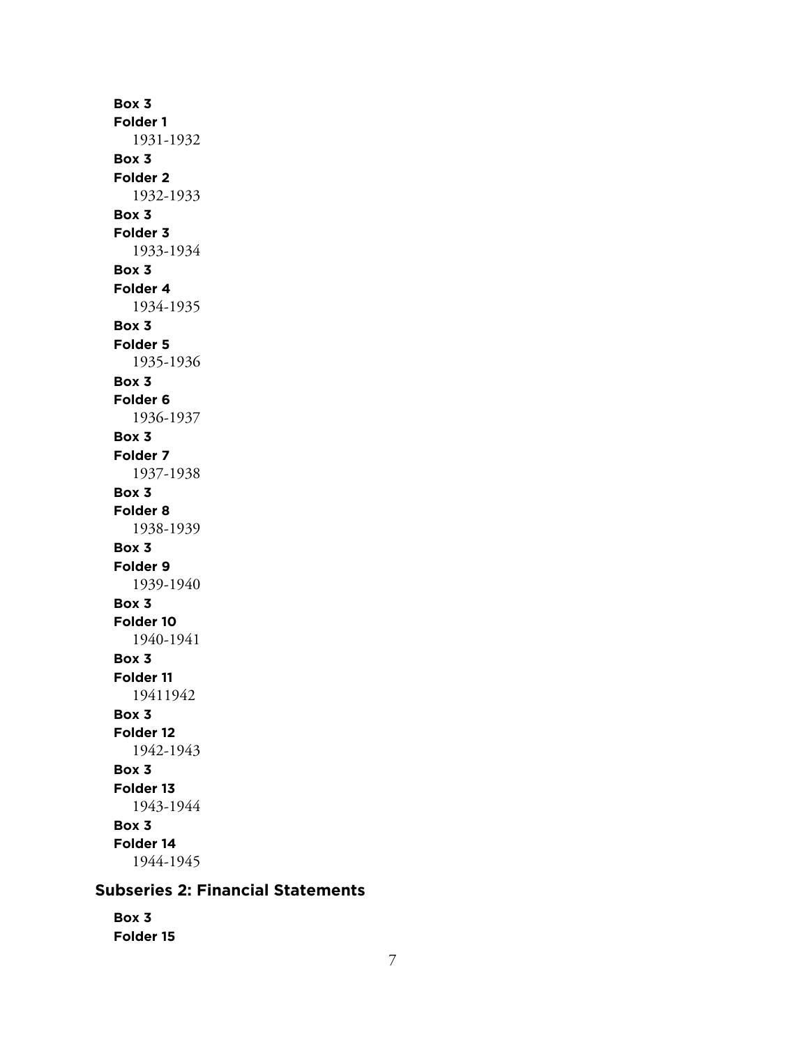**Box 3**
**Folder 1**
1931-1932

**Box 3**
**Folder 2**
1932-1933

**Box 3**
**Folder 3**
1933-1934

**Box 3**
**Folder 4**
1934-1935

**Box 3**
**Folder 5**
1935-1936

**Box 3**
**Folder 6**
1936-1937

**Box 3**
**Folder 7**
1937-1938

**Box 3**
**Folder 8**
1938-1939

**Box 3**
**Folder 9**
1939-1940

**Box 3**
**Folder 10**
1940-1941

**Box 3**
**Folder 11**
19411942

**Box 3**
**Folder 12**
1942-1943

**Box 3**
**Folder 13**
1943-1944

**Box 3**
**Folder 14**
1944-1945

## Subseries 2: Financial Statements

**Box 3**
**Folder 15**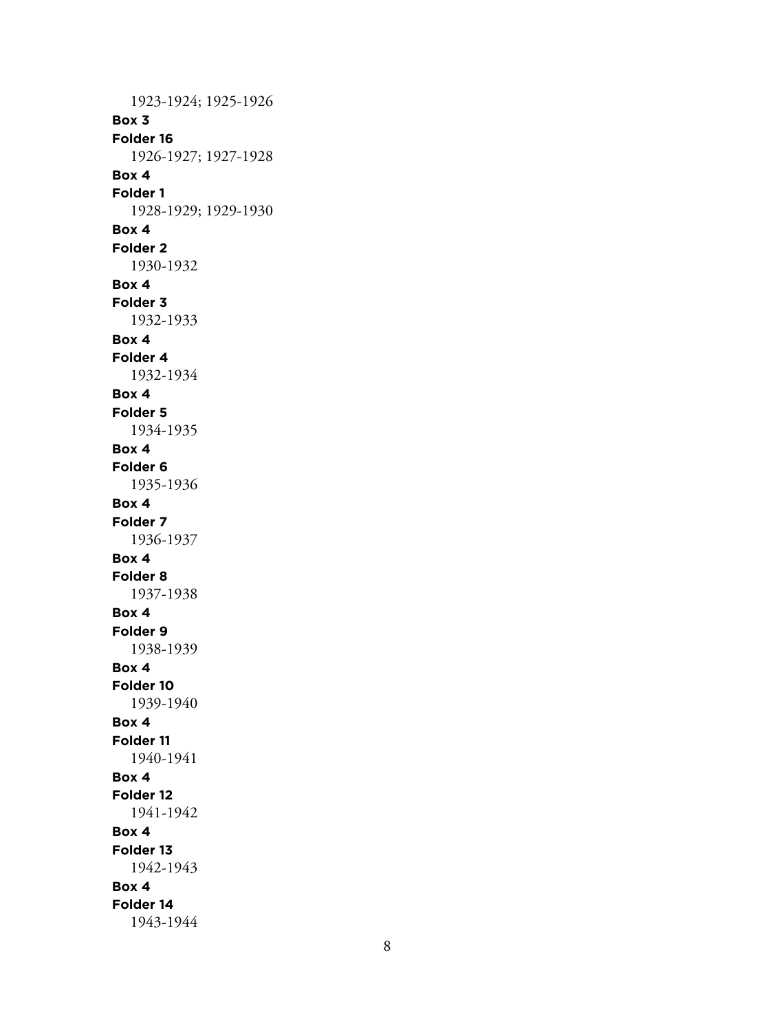1923-1924; 1925-1926

**Box 3**
**Folder 16**
1926-1927; 1927-1928

**Box 4**
**Folder 1**
1928-1929; 1929-1930

**Box 4**
**Folder 2**
1930-1932

**Box 4**
**Folder 3**
1932-1933

**Box 4**
**Folder 4**
1932-1934

**Box 4**
**Folder 5**
1934-1935

**Box 4**
**Folder 6**
1935-1936

**Box 4**
**Folder 7**
1936-1937

**Box 4**
**Folder 8**
1937-1938

**Box 4**
**Folder 9**
1938-1939

**Box 4**
**Folder 10**
1939-1940

**Box 4**
**Folder 11**
1940-1941

**Box 4**
**Folder 12**
1941-1942

**Box 4**
**Folder 13**
1942-1943

**Box 4**
**Folder 14**
1943-1944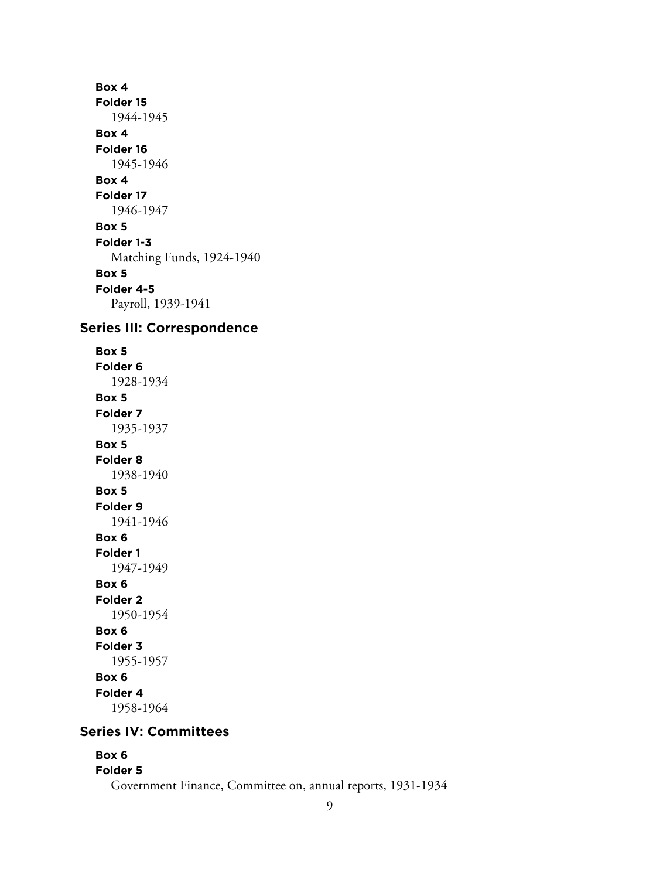**Box 4**
**Folder 15**
1944-1945

**Box 4**
**Folder 16**
1945-1946

**Box 4**
**Folder 17**
1946-1947

**Box 5**
**Folder 1-3**
Matching Funds, 1924-1940

**Box 5**
**Folder 4-5**
Payroll, 1939-1941

## Series III: Correspondence

**Box 5**
**Folder 6**
1928-1934

**Box 5**
**Folder 7**
1935-1937

**Box 5**
**Folder 8**
1938-1940

**Box 5**
**Folder 9**
1941-1946

**Box 6**
**Folder 1**
1947-1949

**Box 6**
**Folder 2**
1950-1954

**Box 6**
**Folder 3**
1955-1957

**Box 6**
**Folder 4**
1958-1964

## Series IV: Committees

**Box 6**
**Folder 5**
Government Finance, Committee on, annual reports, 1931-1934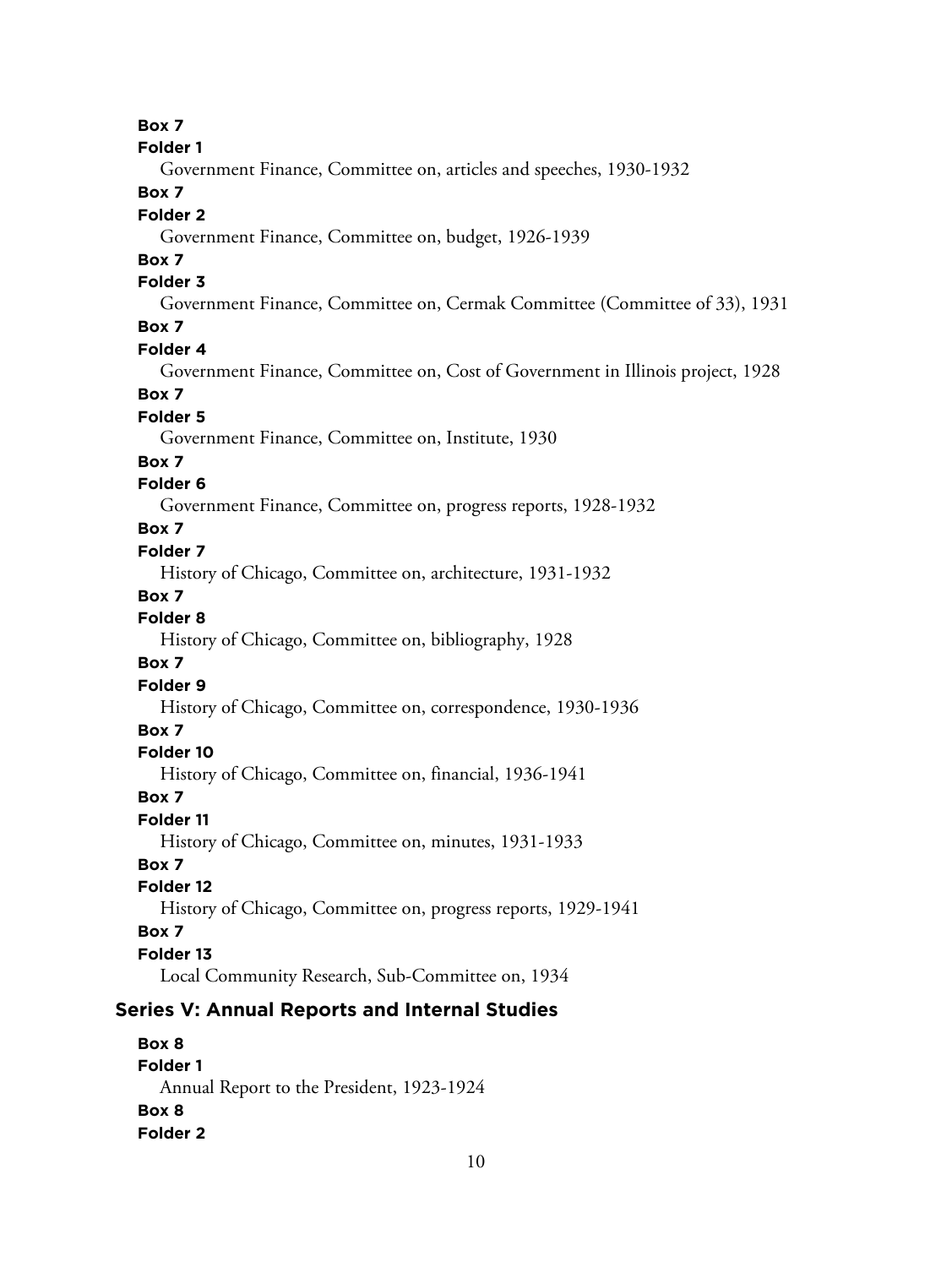**Box 7**
**Folder 1**
Government Finance, Committee on, articles and speeches, 1930-1932
**Box 7**
**Folder 2**
Government Finance, Committee on, budget, 1926-1939
**Box 7**
**Folder 3**
Government Finance, Committee on, Cermak Committee (Committee of 33), 1931
**Box 7**
**Folder 4**
Government Finance, Committee on, Cost of Government in Illinois project, 1928
**Box 7**
**Folder 5**
Government Finance, Committee on, Institute, 1930
**Box 7**
**Folder 6**
Government Finance, Committee on, progress reports, 1928-1932
**Box 7**
**Folder 7**
History of Chicago, Committee on, architecture, 1931-1932
**Box 7**
**Folder 8**
History of Chicago, Committee on, bibliography, 1928
**Box 7**
**Folder 9**
History of Chicago, Committee on, correspondence, 1930-1936
**Box 7**
**Folder 10**
History of Chicago, Committee on, financial, 1936-1941
**Box 7**
**Folder 11**
History of Chicago, Committee on, minutes, 1931-1933
**Box 7**
**Folder 12**
History of Chicago, Committee on, progress reports, 1929-1941
**Box 7**
**Folder 13**
Local Community Research, Sub-Committee on, 1934

## Series V: Annual Reports and Internal Studies

**Box 8**
**Folder 1**
Annual Report to the President, 1923-1924
**Box 8**
**Folder 2**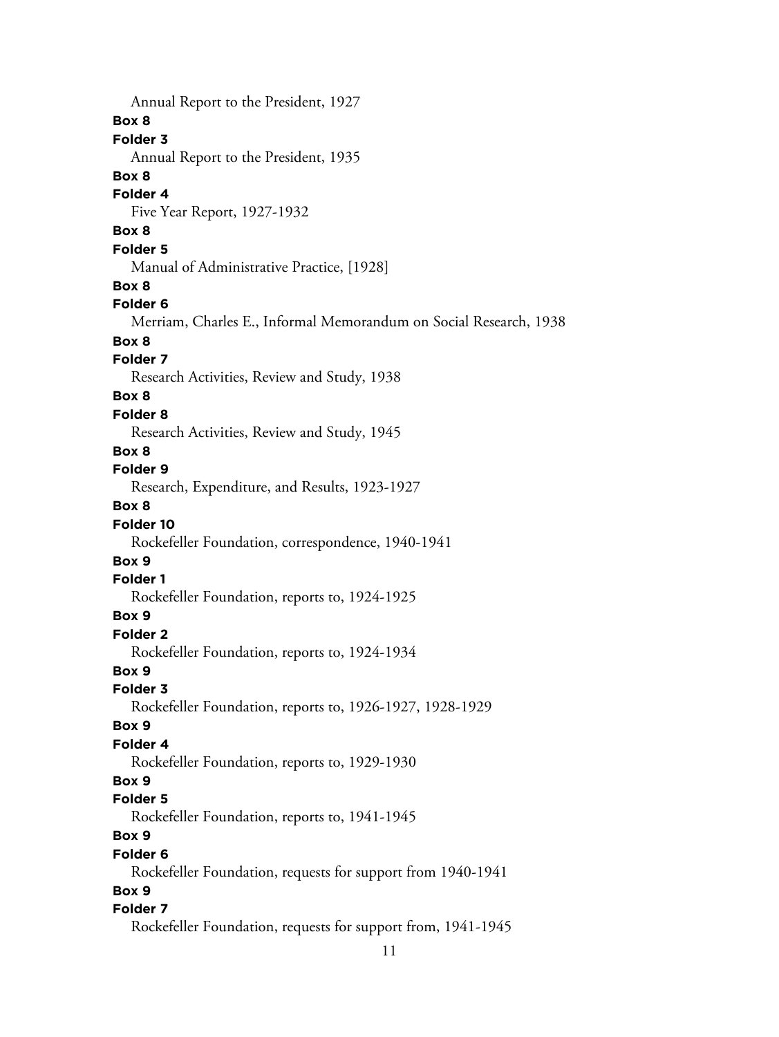Annual Report to the President, 1927

**Box 8**

**Folder 3**

Annual Report to the President, 1935

**Box 8**

**Folder 4**

Five Year Report, 1927-1932

**Box 8**

**Folder 5**

Manual of Administrative Practice, [1928]

**Box 8**

**Folder 6**

Merriam, Charles E., Informal Memorandum on Social Research, 1938

**Box 8**

**Folder 7**

Research Activities, Review and Study, 1938

**Box 8**

**Folder 8**

Research Activities, Review and Study, 1945

**Box 8**

**Folder 9**

Research, Expenditure, and Results, 1923-1927

**Box 8**

**Folder 10**

Rockefeller Foundation, correspondence, 1940-1941

**Box 9**

**Folder 1**

Rockefeller Foundation, reports to, 1924-1925

**Box 9**

**Folder 2**

Rockefeller Foundation, reports to, 1924-1934

**Box 9**

**Folder 3**

Rockefeller Foundation, reports to, 1926-1927, 1928-1929

**Box 9**

**Folder 4**

Rockefeller Foundation, reports to, 1929-1930

**Box 9**

**Folder 5**

Rockefeller Foundation, reports to, 1941-1945

**Box 9**

**Folder 6**

Rockefeller Foundation, requests for support from 1940-1941

**Box 9**

**Folder 7**

Rockefeller Foundation, requests for support from, 1941-1945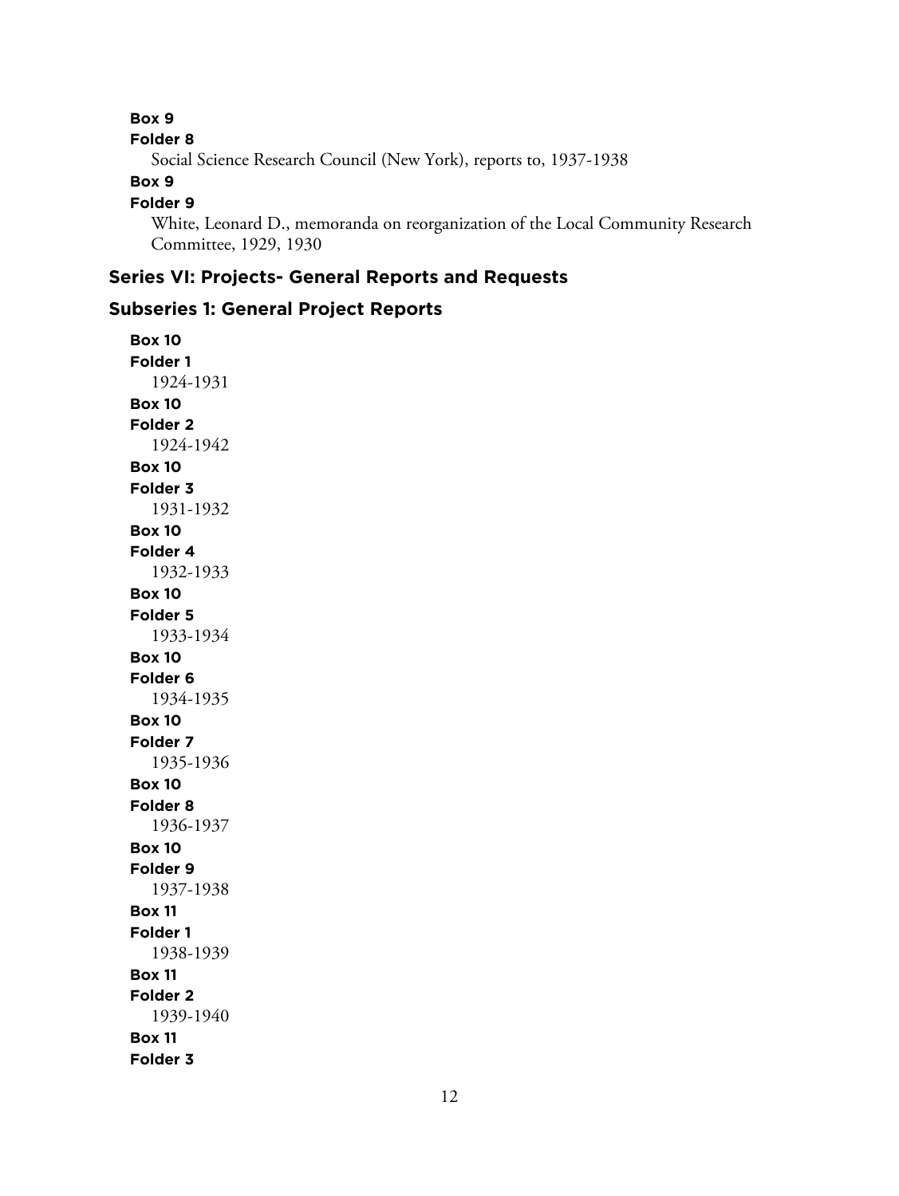**Box 9**
**Folder 8**
Social Science Research Council (New York), reports to, 1937-1938
**Box 9**
**Folder 9**
White, Leonard D., memoranda on reorganization of the Local Community Research Committee, 1929, 1930

## Series VI: Projects- General Reports and Requests

### Subseries 1: General Project Reports

**Box 10**
**Folder 1**
1924-1931
**Box 10**
**Folder 2**
1924-1942
**Box 10**
**Folder 3**
1931-1932
**Box 10**
**Folder 4**
1932-1933
**Box 10**
**Folder 5**
1933-1934
**Box 10**
**Folder 6**
1934-1935
**Box 10**
**Folder 7**
1935-1936
**Box 10**
**Folder 8**
1936-1937
**Box 10**
**Folder 9**
1937-1938
**Box 11**
**Folder 1**
1938-1939
**Box 11**
**Folder 2**
1939-1940
**Box 11**
**Folder 3**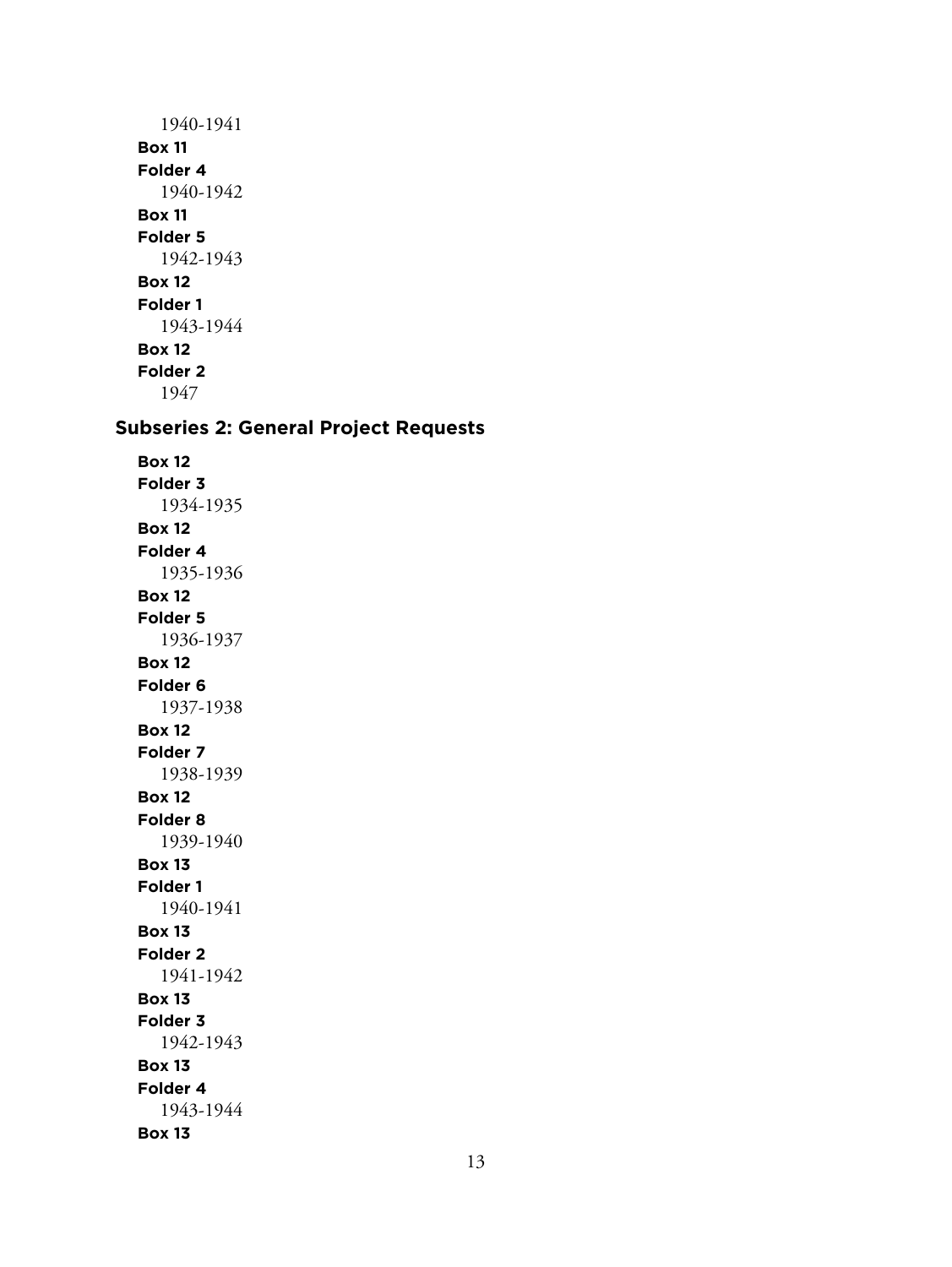1940-1941

**Box 11**

**Folder 4**

1940-1942

**Box 11**

**Folder 5**

1942-1943

**Box 12**

**Folder 1**

1943-1944

**Box 12**

**Folder 2**

1947

### Subseries 2: General Project Requests

**Box 12**

**Folder 3**

1934-1935

**Box 12**

**Folder 4**

1935-1936

**Box 12**

**Folder 5**

1936-1937

**Box 12**

**Folder 6**

1937-1938

**Box 12**

**Folder 7**

1938-1939

**Box 12**

**Folder 8**

1939-1940

**Box 13**

**Folder 1**

1940-1941

**Box 13**

**Folder 2**

1941-1942

**Box 13**

**Folder 3**

1942-1943

**Box 13**

**Folder 4**

1943-1944

**Box 13**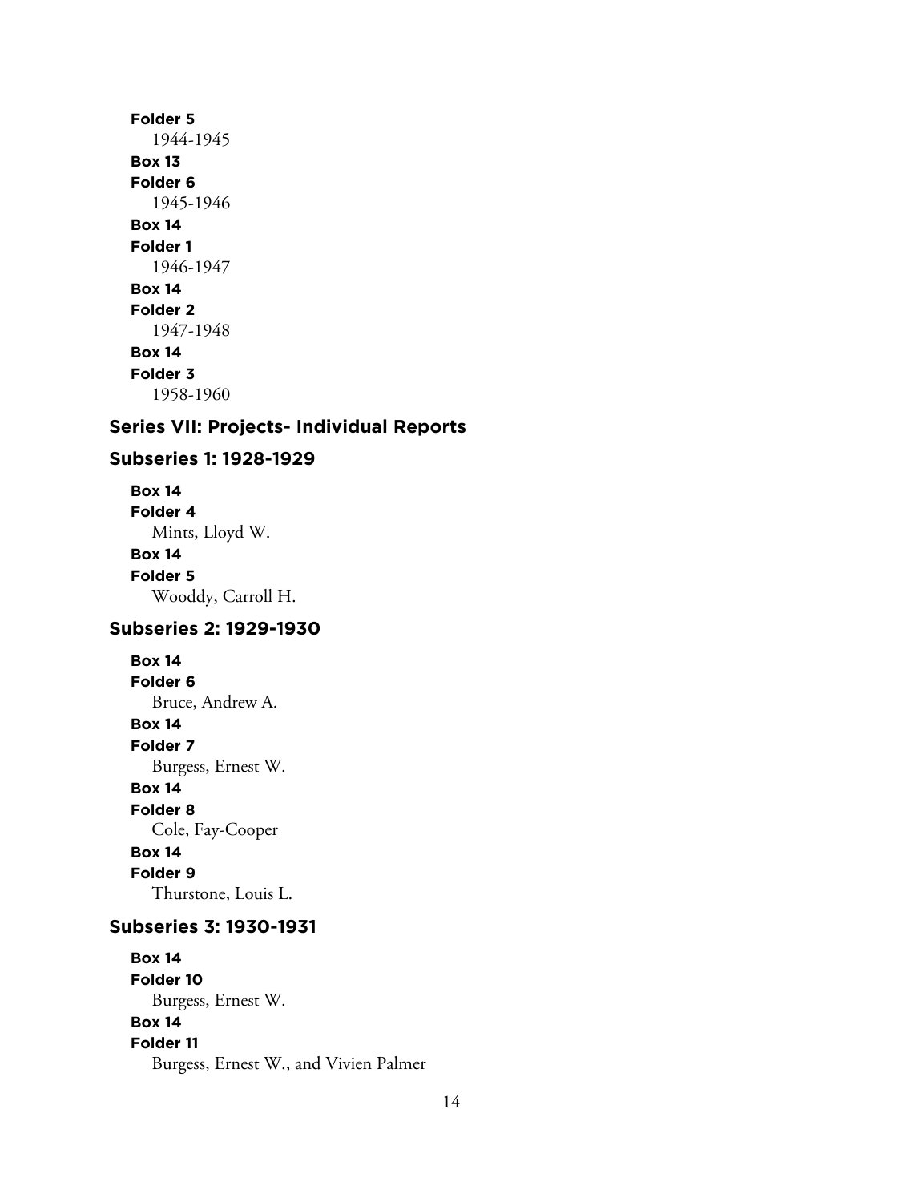**Folder 5**
1944-1945

**Box 13**
**Folder 6**
1945-1946

**Box 14**
**Folder 1**
1946-1947

**Box 14**
**Folder 2**
1947-1948

**Box 14**
**Folder 3**
1958-1960

## Series VII: Projects- Individual Reports

### Subseries 1: 1928-1929

**Box 14**
**Folder 4**
Mints, Lloyd W.

**Box 14**
**Folder 5**
Wooddy, Carroll H.

### Subseries 2: 1929-1930

**Box 14**
**Folder 6**
Bruce, Andrew A.

**Box 14**
**Folder 7**
Burgess, Ernest W.

**Box 14**
**Folder 8**
Cole, Fay-Cooper

**Box 14**
**Folder 9**
Thurstone, Louis L.

### Subseries 3: 1930-1931

**Box 14**
**Folder 10**
Burgess, Ernest W.

**Box 14**
**Folder 11**
Burgess, Ernest W., and Vivien Palmer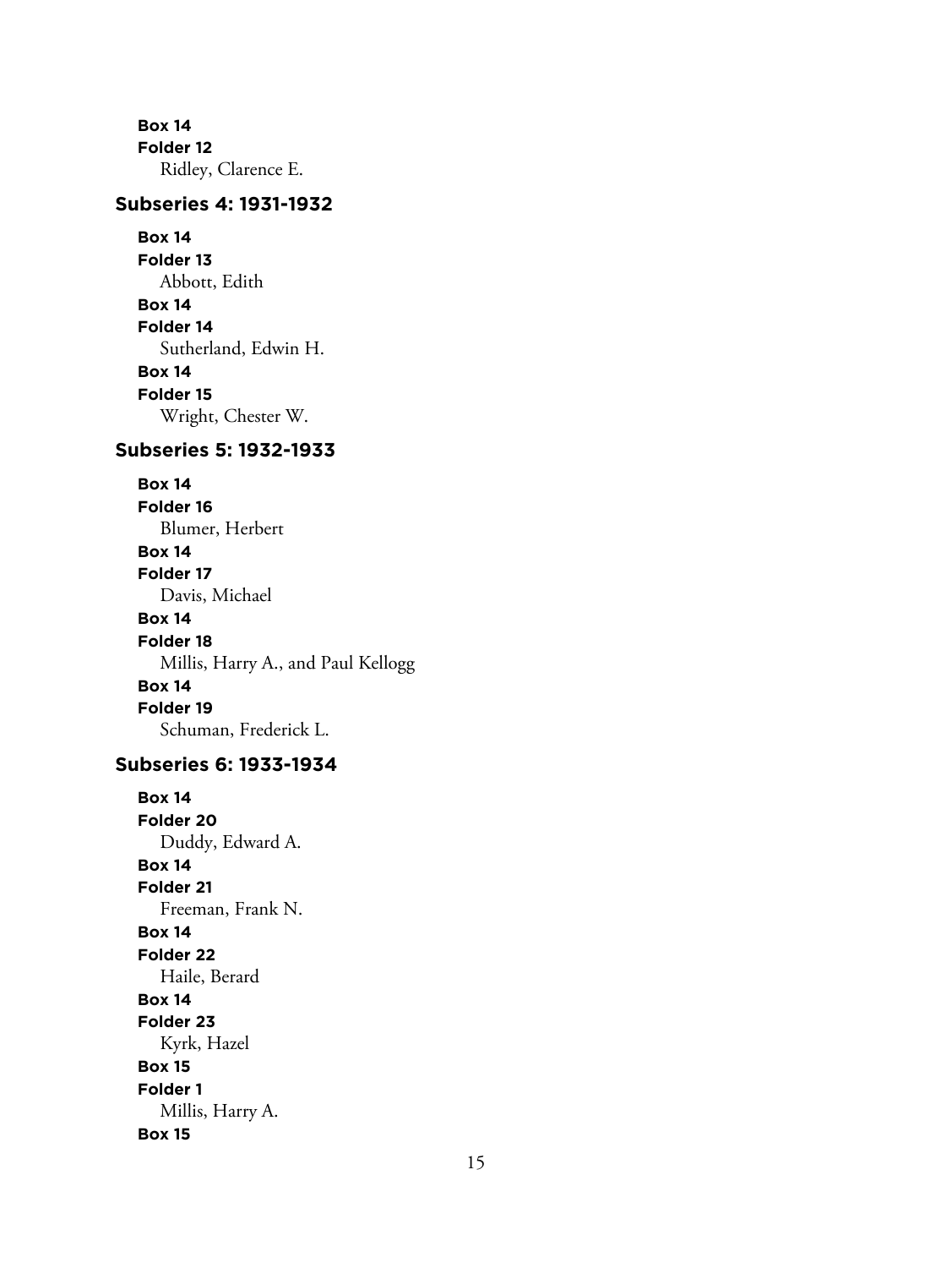**Box 14**
**Folder 12**
Ridley, Clarence E.

### Subseries 4: 1931-1932

**Box 14**
**Folder 13**
Abbott, Edith

**Box 14**
**Folder 14**
Sutherland, Edwin H.

**Box 14**
**Folder 15**
Wright, Chester W.

### Subseries 5: 1932-1933

**Box 14**
**Folder 16**
Blumer, Herbert

**Box 14**
**Folder 17**
Davis, Michael

**Box 14**
**Folder 18**
Millis, Harry A., and Paul Kellogg

**Box 14**
**Folder 19**
Schuman, Frederick L.

### Subseries 6: 1933-1934

**Box 14**
**Folder 20**
Duddy, Edward A.

**Box 14**
**Folder 21**
Freeman, Frank N.

**Box 14**
**Folder 22**
Haile, Berard

**Box 14**
**Folder 23**
Kyrk, Hazel

**Box 15**
**Folder 1**
Millis, Harry A.

**Box 15**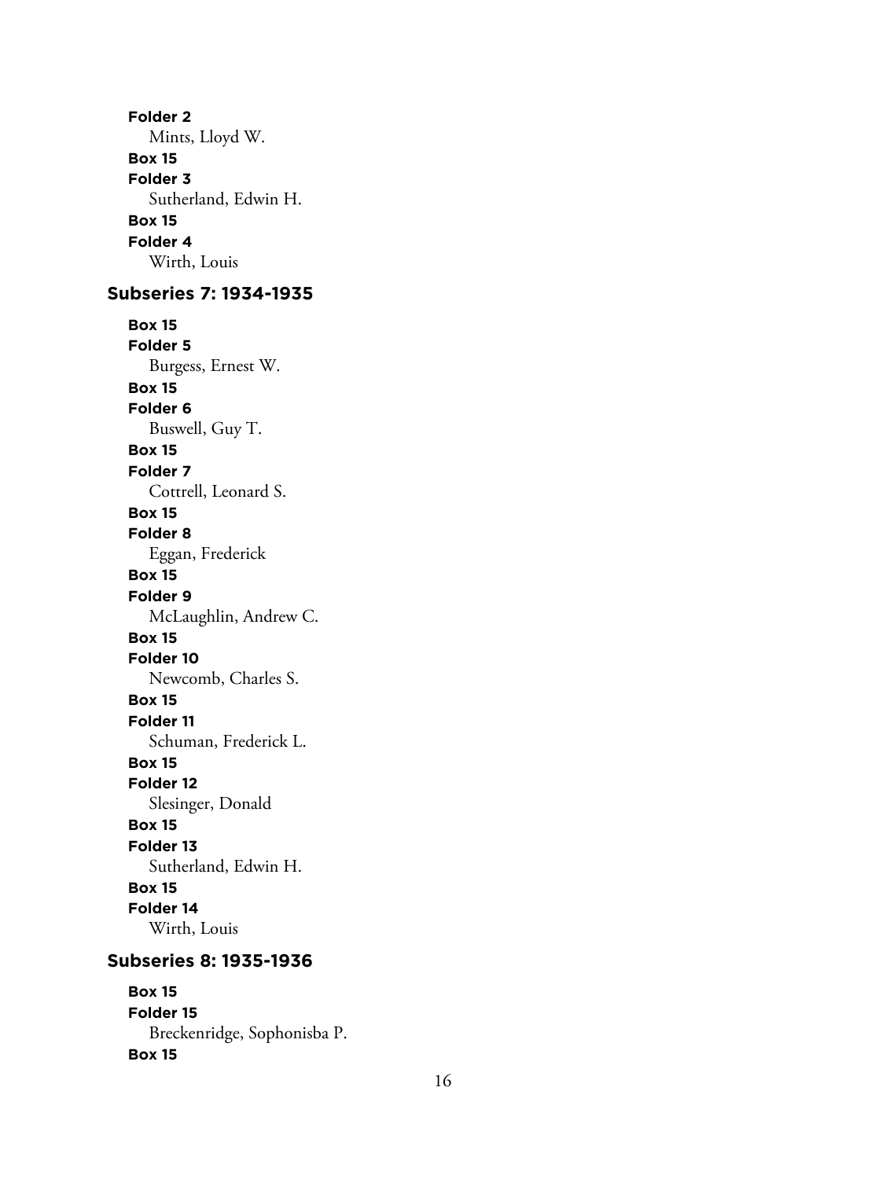**Folder 2**
Mints, Lloyd W.
**Box 15**
**Folder 3**
Sutherland, Edwin H.
**Box 15**
**Folder 4**
Wirth, Louis

### Subseries 7: 1934-1935

**Box 15**
**Folder 5**
Burgess, Ernest W.
**Box 15**
**Folder 6**
Buswell, Guy T.
**Box 15**
**Folder 7**
Cottrell, Leonard S.
**Box 15**
**Folder 8**
Eggan, Frederick
**Box 15**
**Folder 9**
McLaughlin, Andrew C.
**Box 15**
**Folder 10**
Newcomb, Charles S.
**Box 15**
**Folder 11**
Schuman, Frederick L.
**Box 15**
**Folder 12**
Slesinger, Donald
**Box 15**
**Folder 13**
Sutherland, Edwin H.
**Box 15**
**Folder 14**
Wirth, Louis

### Subseries 8: 1935-1936

**Box 15**
**Folder 15**
Breckenridge, Sophonisba P.
**Box 15**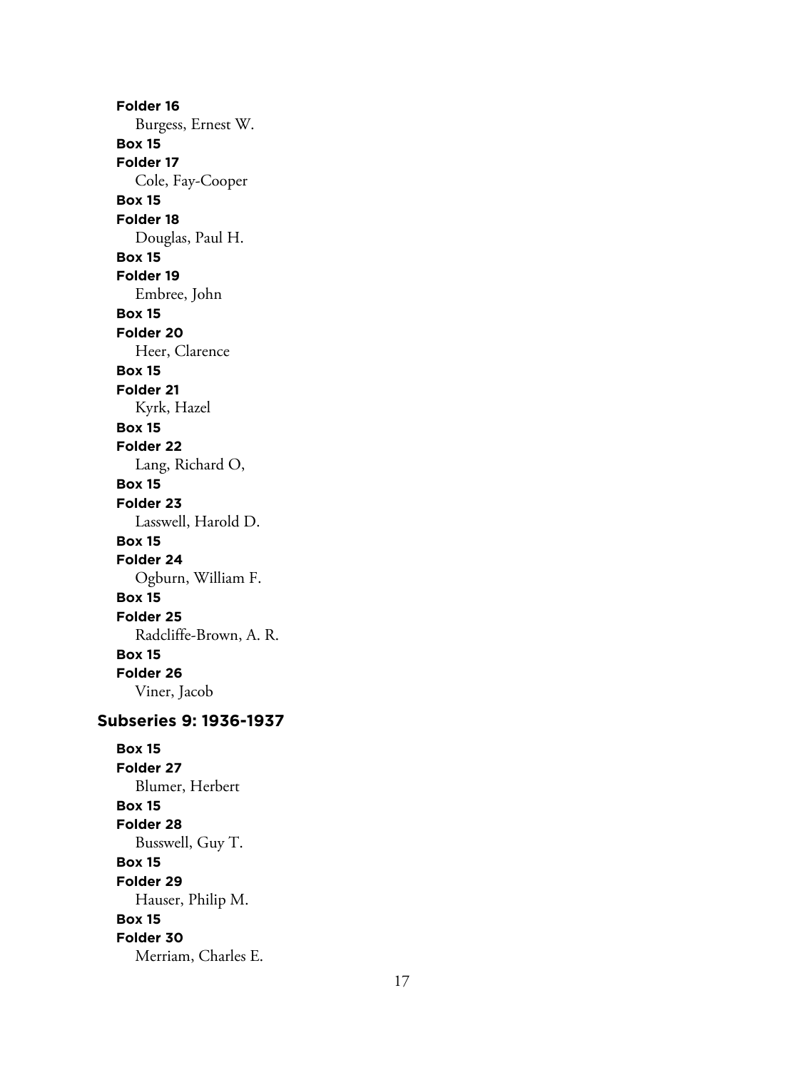**Folder 16**
Burgess, Ernest W.

**Box 15**
**Folder 17**
Cole, Fay-Cooper

**Box 15**
**Folder 18**
Douglas, Paul H.

**Box 15**
**Folder 19**
Embree, John

**Box 15**
**Folder 20**
Heer, Clarence

**Box 15**
**Folder 21**
Kyrk, Hazel

**Box 15**
**Folder 22**
Lang, Richard O,

**Box 15**
**Folder 23**
Lasswell, Harold D.

**Box 15**
**Folder 24**
Ogburn, William F.

**Box 15**
**Folder 25**
Radcliffe-Brown, A. R.

**Box 15**
**Folder 26**
Viner, Jacob

### Subseries 9: 1936-1937

**Box 15**
**Folder 27**
Blumer, Herbert

**Box 15**
**Folder 28**
Busswell, Guy T.

**Box 15**
**Folder 29**
Hauser, Philip M.

**Box 15**
**Folder 30**
Merriam, Charles E.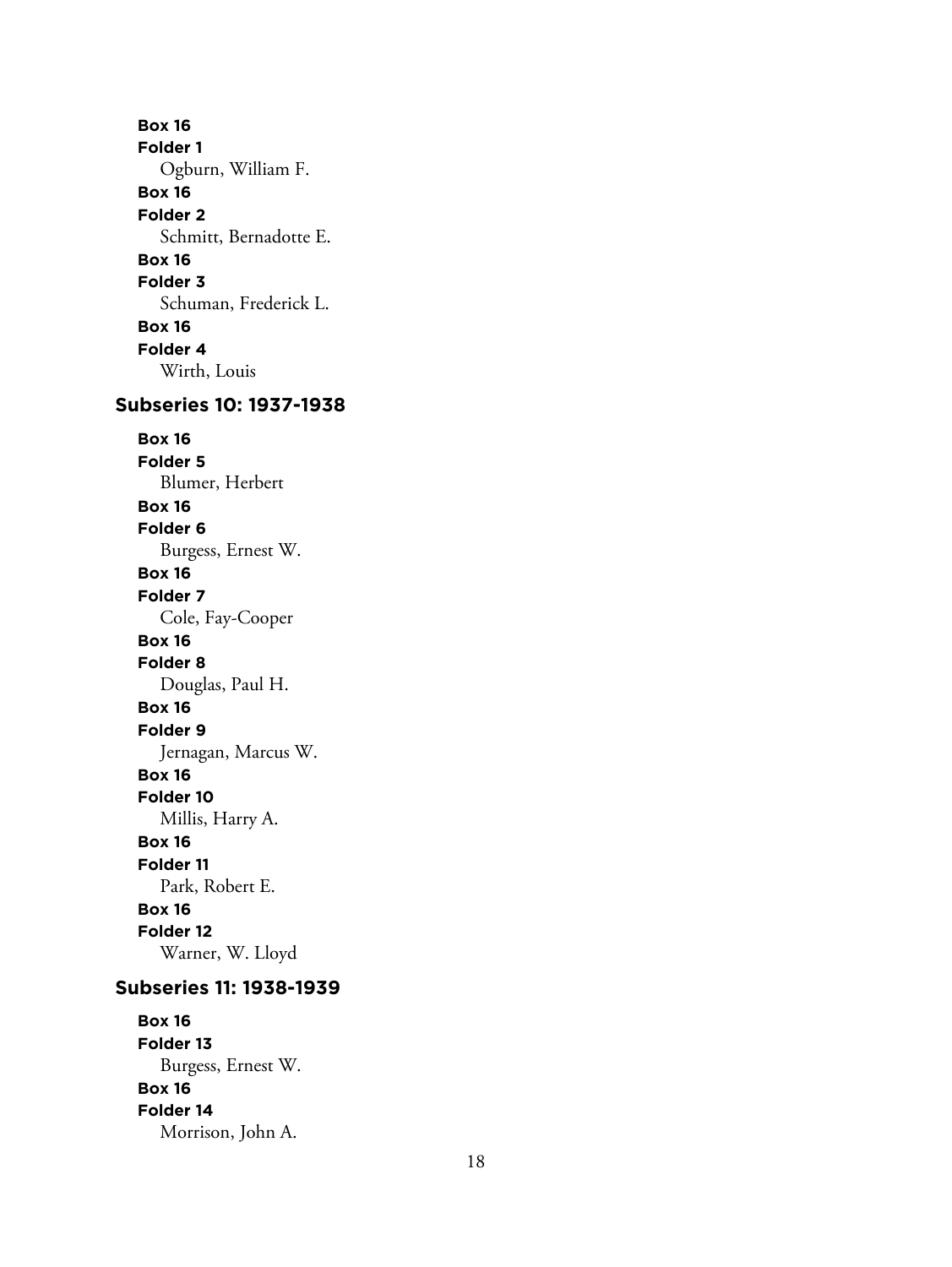**Box 16**
**Folder 1**
Ogburn, William F.
**Box 16**
**Folder 2**
Schmitt, Bernadotte E.
**Box 16**
**Folder 3**
Schuman, Frederick L.
**Box 16**
**Folder 4**
Wirth, Louis

## Subseries 10: 1937-1938

**Box 16**
**Folder 5**
Blumer, Herbert
**Box 16**
**Folder 6**
Burgess, Ernest W.
**Box 16**
**Folder 7**
Cole, Fay-Cooper
**Box 16**
**Folder 8**
Douglas, Paul H.
**Box 16**
**Folder 9**
Jernagan, Marcus W.
**Box 16**
**Folder 10**
Millis, Harry A.
**Box 16**
**Folder 11**
Park, Robert E.
**Box 16**
**Folder 12**
Warner, W. Lloyd

## Subseries 11: 1938-1939

**Box 16**
**Folder 13**
Burgess, Ernest W.
**Box 16**
**Folder 14**
Morrison, John A.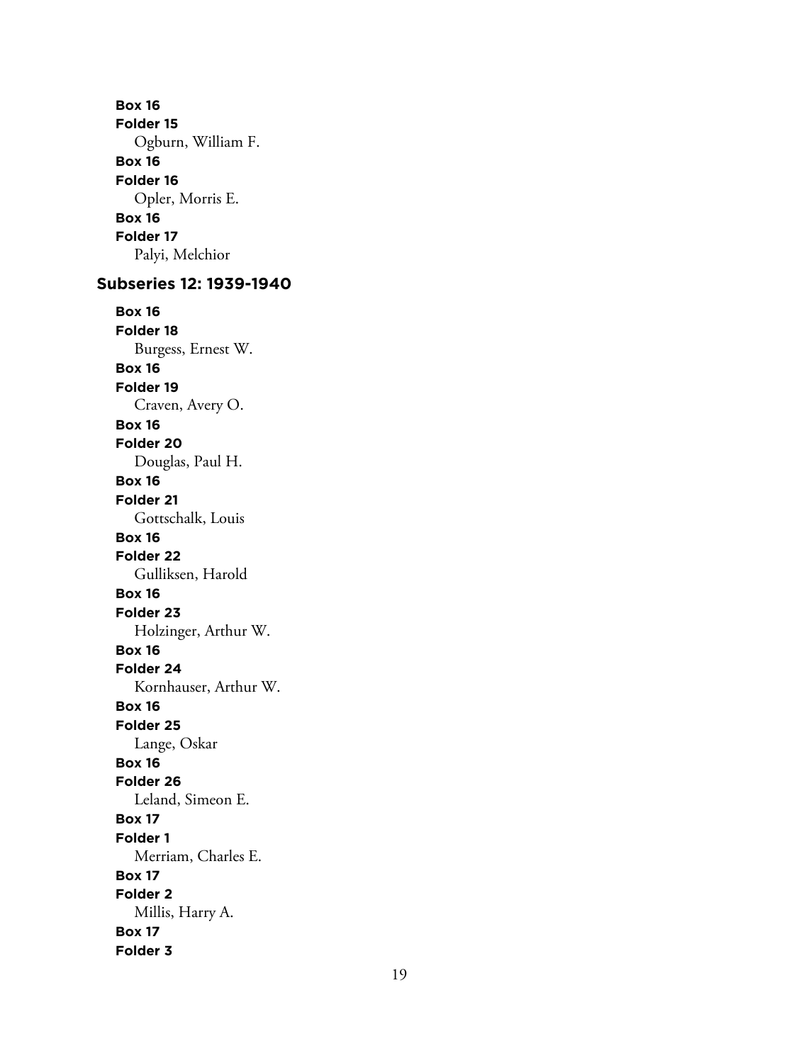**Box 16**
**Folder 15**
Ogburn, William F.
**Box 16**
**Folder 16**
Opler, Morris E.
**Box 16**
**Folder 17**
Palyi, Melchior

### Subseries 12: 1939-1940

**Box 16**
**Folder 18**
Burgess, Ernest W.
**Box 16**
**Folder 19**
Craven, Avery O.
**Box 16**
**Folder 20**
Douglas, Paul H.
**Box 16**
**Folder 21**
Gottschalk, Louis
**Box 16**
**Folder 22**
Gulliksen, Harold
**Box 16**
**Folder 23**
Holzinger, Arthur W.
**Box 16**
**Folder 24**
Kornhauser, Arthur W.
**Box 16**
**Folder 25**
Lange, Oskar
**Box 16**
**Folder 26**
Leland, Simeon E.
**Box 17**
**Folder 1**
Merriam, Charles E.
**Box 17**
**Folder 2**
Millis, Harry A.
**Box 17**
**Folder 3**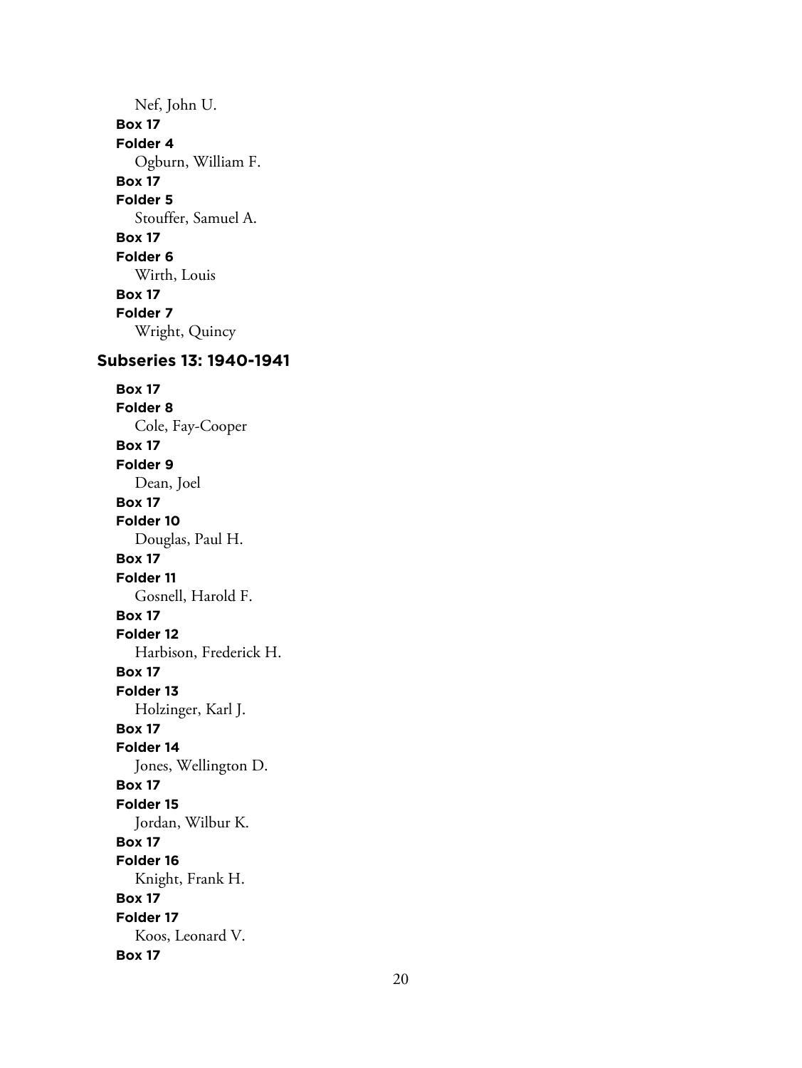Nef, John U.

**Box 17**
**Folder 4**
Ogburn, William F.

**Box 17**
**Folder 5**
Stouffer, Samuel A.

**Box 17**
**Folder 6**
Wirth, Louis

**Box 17**
**Folder 7**
Wright, Quincy

## Subseries 13: 1940-1941

**Box 17**
**Folder 8**
Cole, Fay-Cooper

**Box 17**
**Folder 9**
Dean, Joel

**Box 17**
**Folder 10**
Douglas, Paul H.

**Box 17**
**Folder 11**
Gosnell, Harold F.

**Box 17**
**Folder 12**
Harbison, Frederick H.

**Box 17**
**Folder 13**
Holzinger, Karl J.

**Box 17**
**Folder 14**
Jones, Wellington D.

**Box 17**
**Folder 15**
Jordan, Wilbur K.

**Box 17**
**Folder 16**
Knight, Frank H.

**Box 17**
**Folder 17**
Koos, Leonard V.

**Box 17**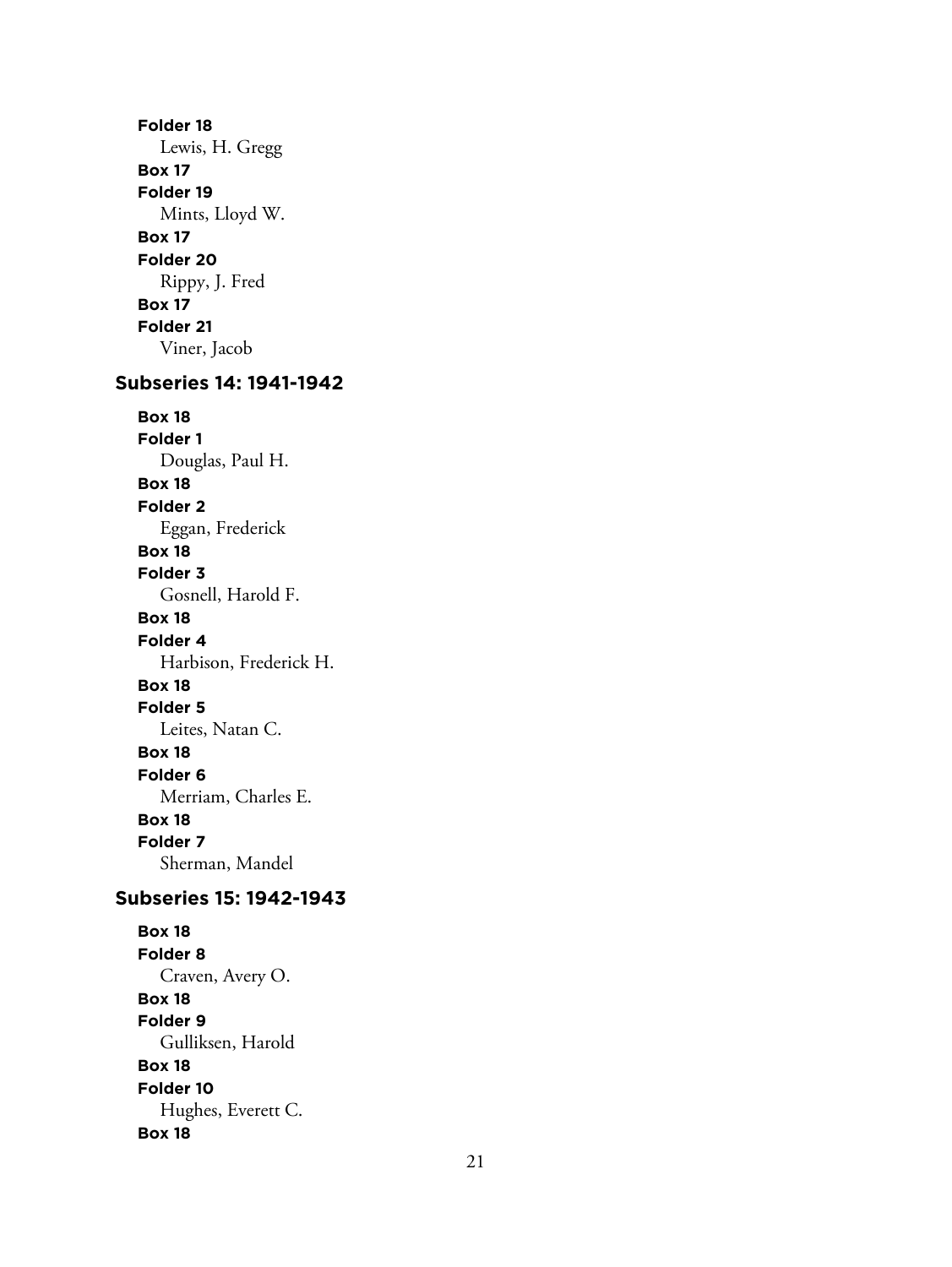**Folder 18**
Lewis, H. Gregg
**Box 17**
**Folder 19**
Mints, Lloyd W.
**Box 17**
**Folder 20**
Rippy, J. Fred
**Box 17**
**Folder 21**
Viner, Jacob

### Subseries 14: 1941-1942

**Box 18**
**Folder 1**
Douglas, Paul H.
**Box 18**
**Folder 2**
Eggan, Frederick
**Box 18**
**Folder 3**
Gosnell, Harold F.
**Box 18**
**Folder 4**
Harbison, Frederick H.
**Box 18**
**Folder 5**
Leites, Natan C.
**Box 18**
**Folder 6**
Merriam, Charles E.
**Box 18**
**Folder 7**
Sherman, Mandel

### Subseries 15: 1942-1943

**Box 18**
**Folder 8**
Craven, Avery O.
**Box 18**
**Folder 9**
Gulliksen, Harold
**Box 18**
**Folder 10**
Hughes, Everett C.
**Box 18**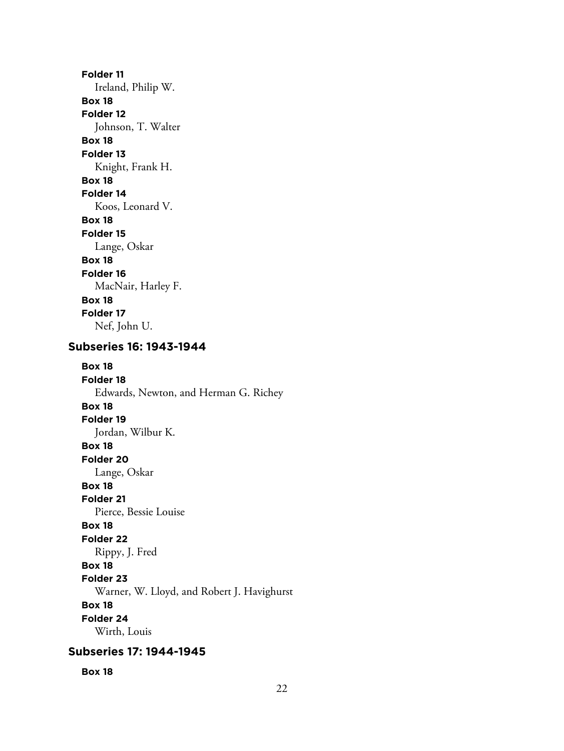**Folder 11**
Ireland, Philip W.

**Box 18**
**Folder 12**
Johnson, T. Walter

**Box 18**
**Folder 13**
Knight, Frank H.

**Box 18**
**Folder 14**
Koos, Leonard V.

**Box 18**
**Folder 15**
Lange, Oskar

**Box 18**
**Folder 16**
MacNair, Harley F.

**Box 18**
**Folder 17**
Nef, John U.

### Subseries 16: 1943-1944

**Box 18**
**Folder 18**
Edwards, Newton, and Herman G. Richey

**Box 18**
**Folder 19**
Jordan, Wilbur K.

**Box 18**
**Folder 20**
Lange, Oskar

**Box 18**
**Folder 21**
Pierce, Bessie Louise

**Box 18**
**Folder 22**
Rippy, J. Fred

**Box 18**
**Folder 23**
Warner, W. Lloyd, and Robert J. Havighurst

**Box 18**
**Folder 24**
Wirth, Louis

### Subseries 17: 1944-1945

**Box 18**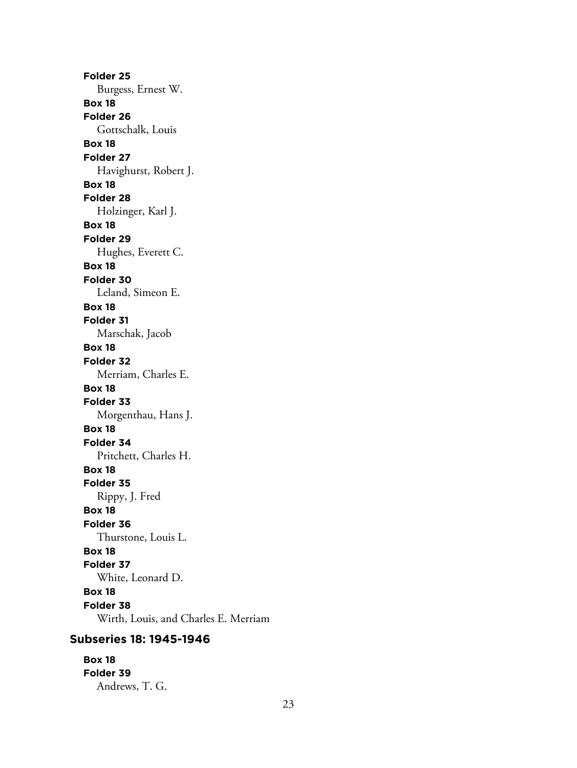**Folder 25**
Burgess, Ernest W.

**Box 18**
**Folder 26**
Gottschalk, Louis

**Box 18**
**Folder 27**
Havighurst, Robert J.

**Box 18**
**Folder 28**
Holzinger, Karl J.

**Box 18**
**Folder 29**
Hughes, Everett C.

**Box 18**
**Folder 30**
Leland, Simeon E.

**Box 18**
**Folder 31**
Marschak, Jacob

**Box 18**
**Folder 32**
Merriam, Charles E.

**Box 18**
**Folder 33**
Morgenthau, Hans J.

**Box 18**
**Folder 34**
Pritchett, Charles H.

**Box 18**
**Folder 35**
Rippy, J. Fred

**Box 18**
**Folder 36**
Thurstone, Louis L.

**Box 18**
**Folder 37**
White, Leonard D.

**Box 18**
**Folder 38**
Wirth, Louis, and Charles E. Merriam

### Subseries 18: 1945-1946

**Box 18**
**Folder 39**
Andrews, T. G.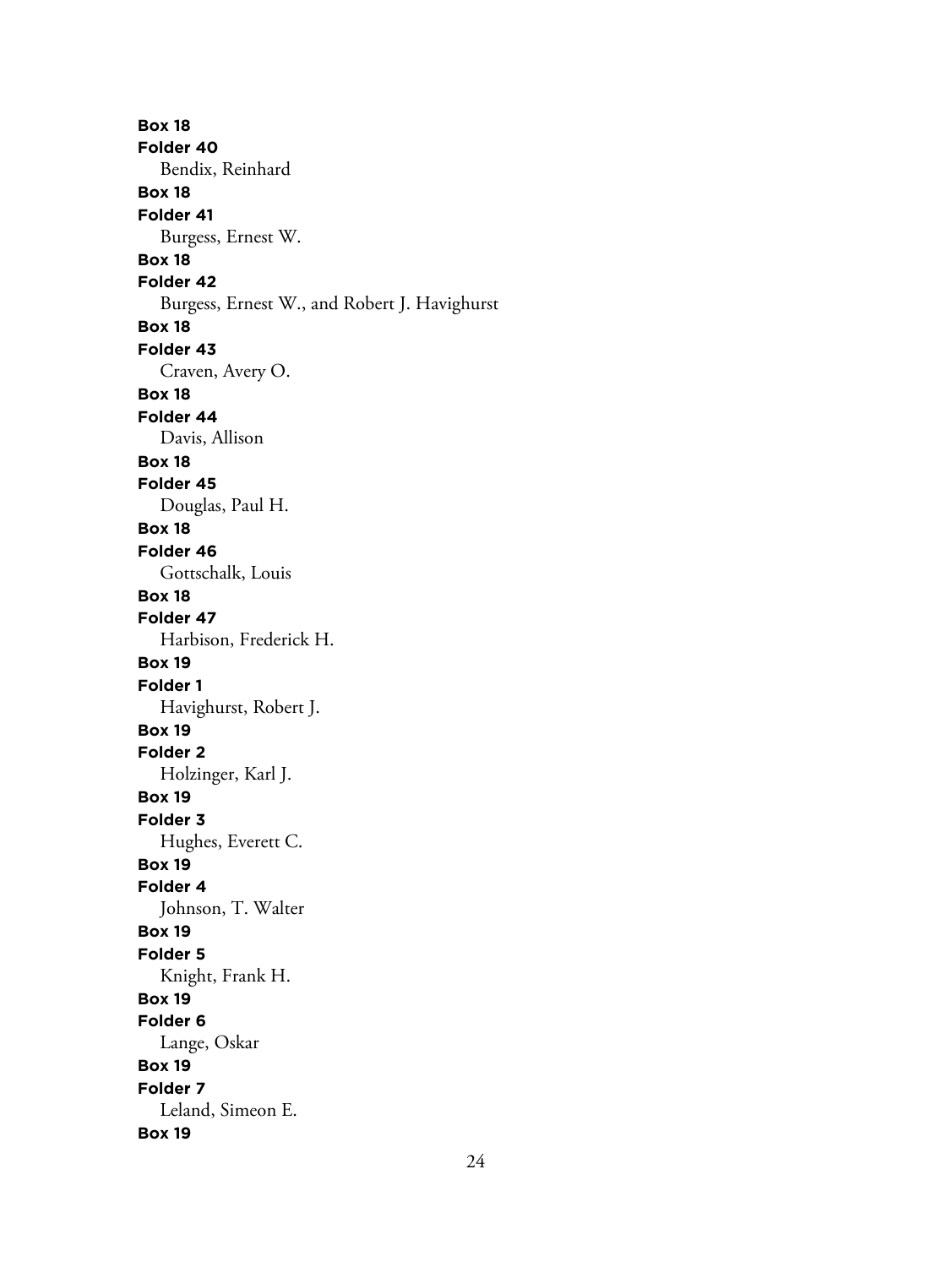**Box 18**
**Folder 40**
Bendix, Reinhard
**Box 18**
**Folder 41**
Burgess, Ernest W.
**Box 18**
**Folder 42**
Burgess, Ernest W., and Robert J. Havighurst
**Box 18**
**Folder 43**
Craven, Avery O.
**Box 18**
**Folder 44**
Davis, Allison
**Box 18**
**Folder 45**
Douglas, Paul H.
**Box 18**
**Folder 46**
Gottschalk, Louis
**Box 18**
**Folder 47**
Harbison, Frederick H.
**Box 19**
**Folder 1**
Havighurst, Robert J.
**Box 19**
**Folder 2**
Holzinger, Karl J.
**Box 19**
**Folder 3**
Hughes, Everett C.
**Box 19**
**Folder 4**
Johnson, T. Walter
**Box 19**
**Folder 5**
Knight, Frank H.
**Box 19**
**Folder 6**
Lange, Oskar
**Box 19**
**Folder 7**
Leland, Simeon E.
**Box 19**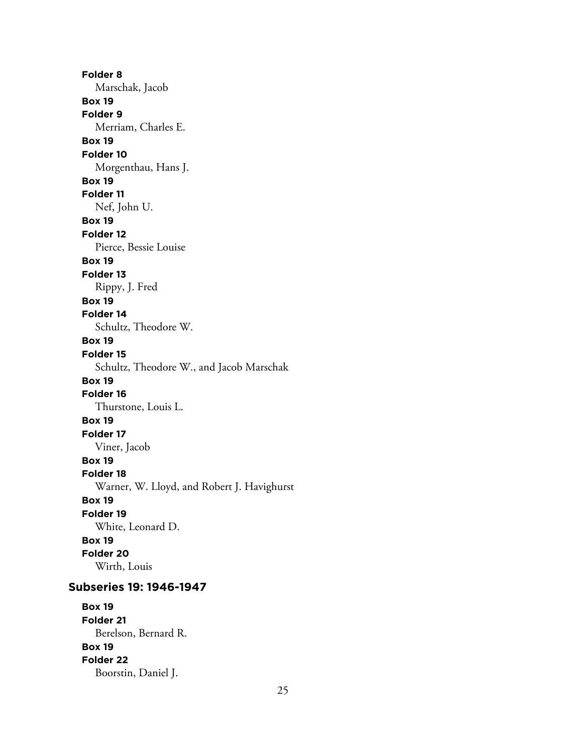**Folder 8**
Marschak, Jacob

**Box 19**
**Folder 9**
Merriam, Charles E.

**Box 19**
**Folder 10**
Morgenthau, Hans J.

**Box 19**
**Folder 11**
Nef, John U.

**Box 19**
**Folder 12**
Pierce, Bessie Louise

**Box 19**
**Folder 13**
Rippy, J. Fred

**Box 19**
**Folder 14**
Schultz, Theodore W.

**Box 19**
**Folder 15**
Schultz, Theodore W., and Jacob Marschak

**Box 19**
**Folder 16**
Thurstone, Louis L.

**Box 19**
**Folder 17**
Viner, Jacob

**Box 19**
**Folder 18**
Warner, W. Lloyd, and Robert J. Havighurst

**Box 19**
**Folder 19**
White, Leonard D.

**Box 19**
**Folder 20**
Wirth, Louis

### Subseries 19: 1946-1947

**Box 19**
**Folder 21**
Berelson, Bernard R.

**Box 19**
**Folder 22**
Boorstin, Daniel J.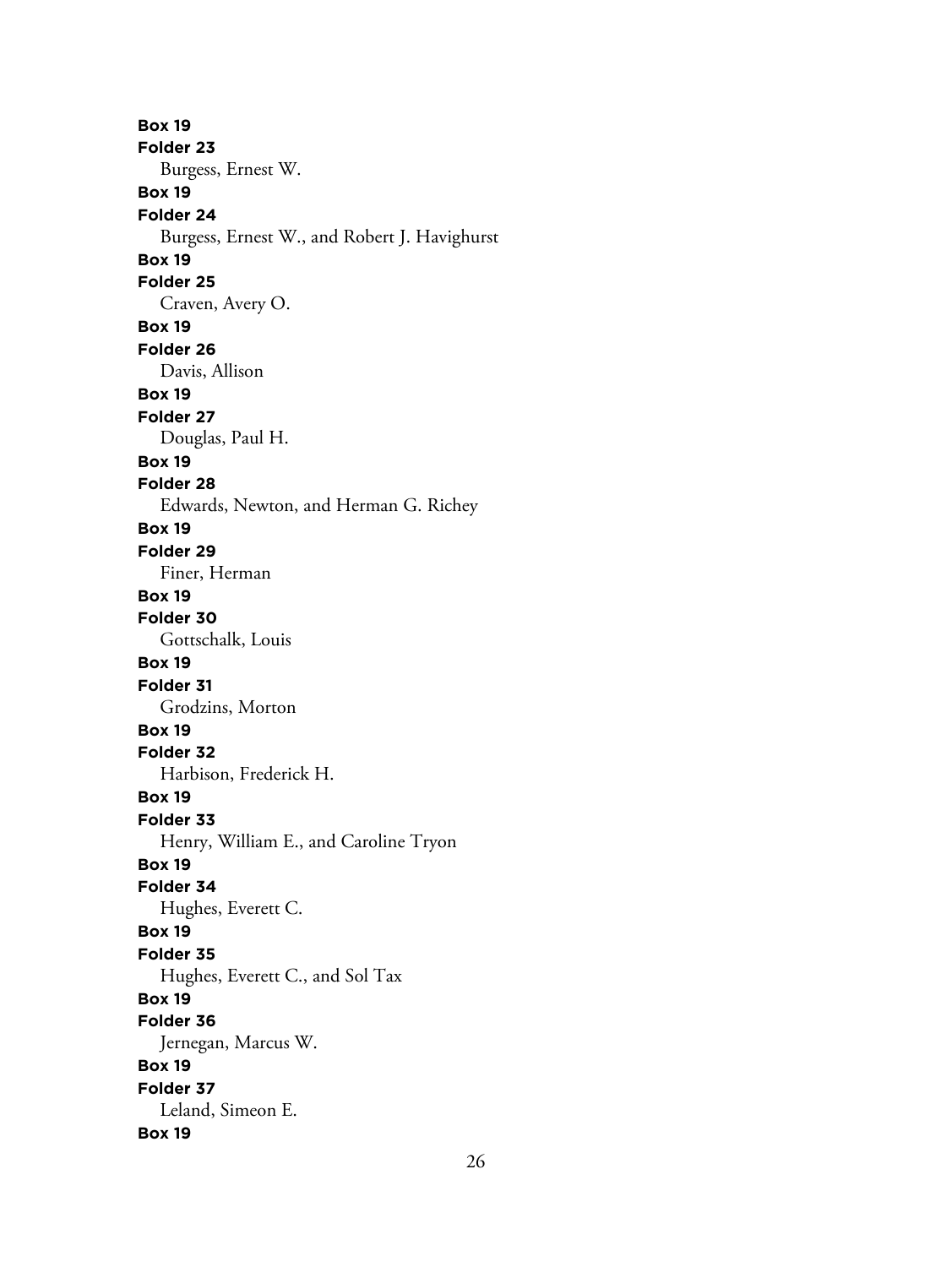**Box 19**
**Folder 23**
Burgess, Ernest W.
**Box 19**
**Folder 24**
Burgess, Ernest W., and Robert J. Havighurst
**Box 19**
**Folder 25**
Craven, Avery O.
**Box 19**
**Folder 26**
Davis, Allison
**Box 19**
**Folder 27**
Douglas, Paul H.
**Box 19**
**Folder 28**
Edwards, Newton, and Herman G. Richey
**Box 19**
**Folder 29**
Finer, Herman
**Box 19**
**Folder 30**
Gottschalk, Louis
**Box 19**
**Folder 31**
Grodzins, Morton
**Box 19**
**Folder 32**
Harbison, Frederick H.
**Box 19**
**Folder 33**
Henry, William E., and Caroline Tryon
**Box 19**
**Folder 34**
Hughes, Everett C.
**Box 19**
**Folder 35**
Hughes, Everett C., and Sol Tax
**Box 19**
**Folder 36**
Jernegan, Marcus W.
**Box 19**
**Folder 37**
Leland, Simeon E.
**Box 19**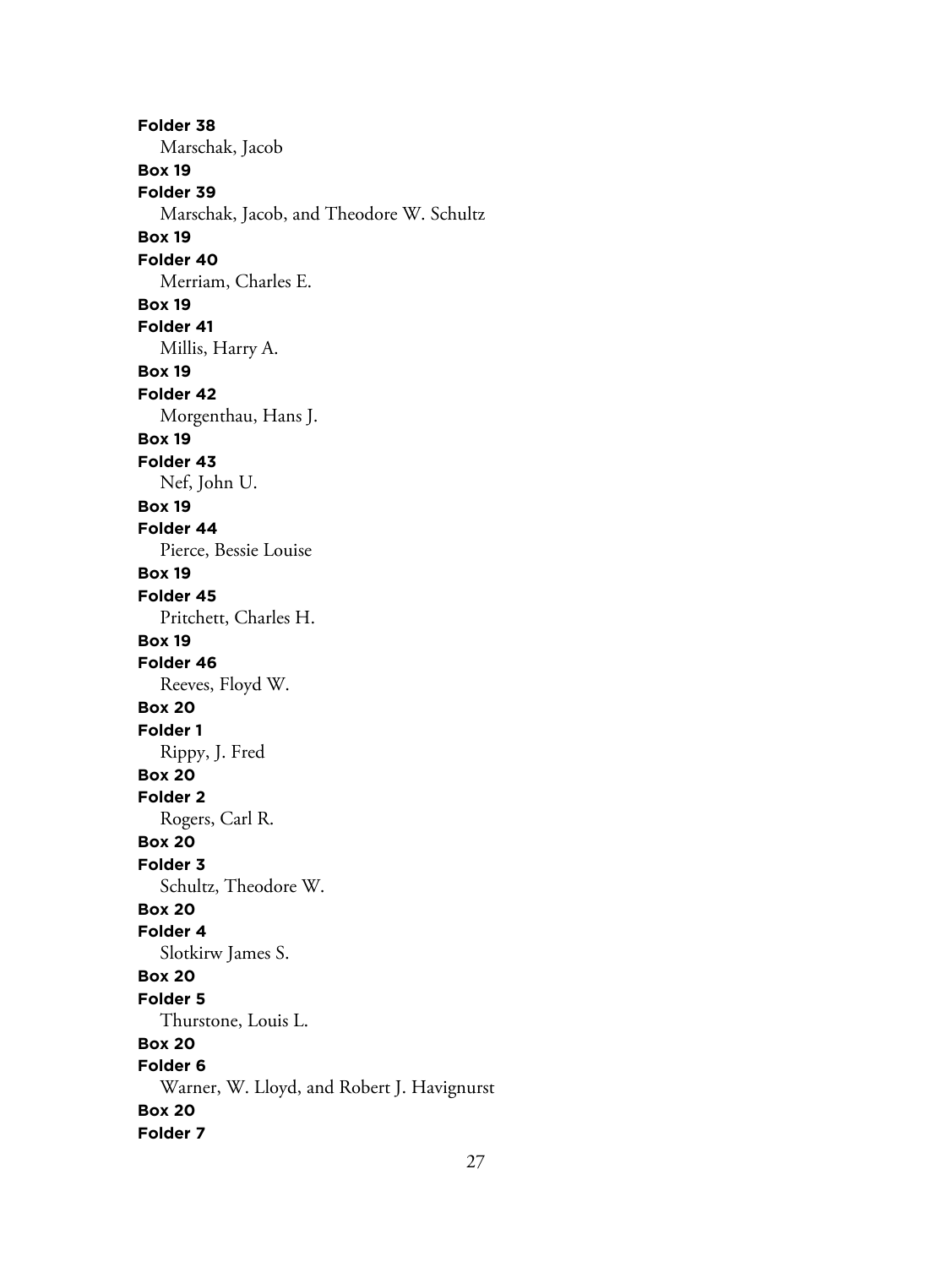**Folder 38**

Marschak, Jacob

**Box 19**

**Folder 39**

Marschak, Jacob, and Theodore W. Schultz

**Box 19**

**Folder 40**

Merriam, Charles E.

**Box 19**

**Folder 41**

Millis, Harry A.

**Box 19**

**Folder 42**

Morgenthau, Hans J.

**Box 19**

**Folder 43**

Nef, John U.

**Box 19**

**Folder 44**

Pierce, Bessie Louise

**Box 19**

**Folder 45**

Pritchett, Charles H.

**Box 19**

**Folder 46**

Reeves, Floyd W.

**Box 20**

**Folder 1**

Rippy, J. Fred

**Box 20**

**Folder 2**

Rogers, Carl R.

**Box 20**

**Folder 3**

Schultz, Theodore W.

**Box 20**

**Folder 4**

Slotkirw James S.

**Box 20**

**Folder 5**

Thurstone, Louis L.

**Box 20**

**Folder 6**

Warner, W. Lloyd, and Robert J. Havignurst

**Box 20**

**Folder 7**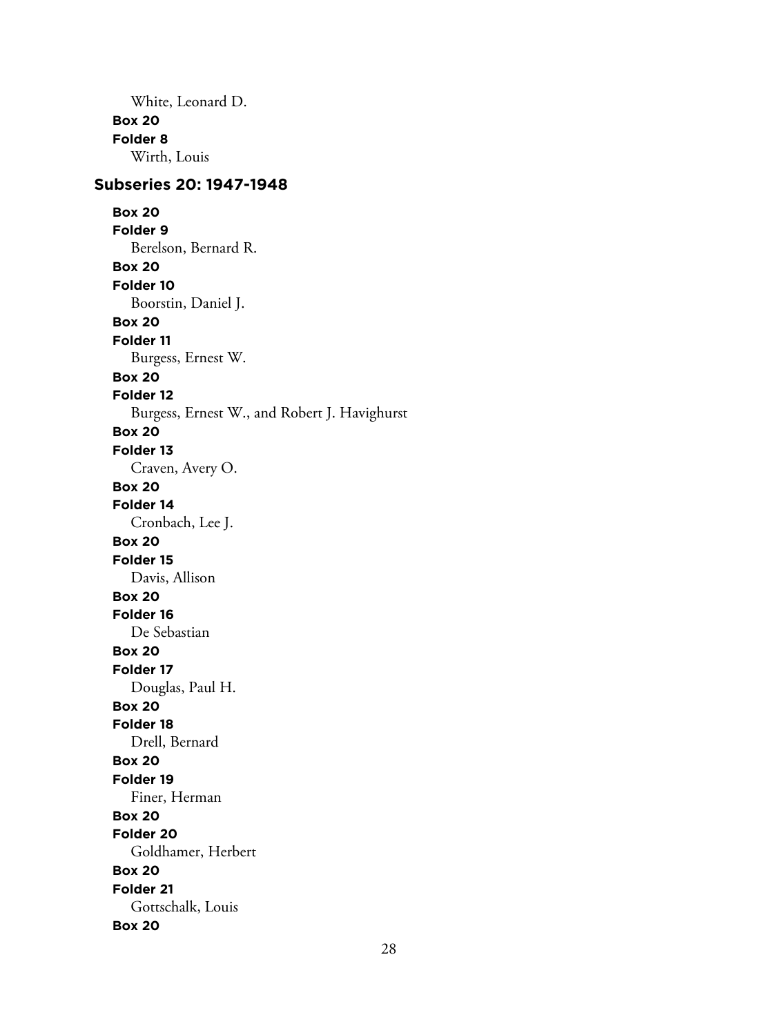White, Leonard D.

**Box 20**

**Folder 8**

Wirth, Louis

### Subseries 20: 1947-1948

**Box 20**

**Folder 9**

Berelson, Bernard R.

**Box 20**

**Folder 10**

Boorstin, Daniel J.

**Box 20**

**Folder 11**

Burgess, Ernest W.

**Box 20**

**Folder 12**

Burgess, Ernest W., and Robert J. Havighurst

**Box 20**

**Folder 13**

Craven, Avery O.

**Box 20**

**Folder 14**

Cronbach, Lee J.

**Box 20**

**Folder 15**

Davis, Allison

**Box 20**

**Folder 16**

De Sebastian

**Box 20**

**Folder 17**

Douglas, Paul H.

**Box 20**

**Folder 18**

Drell, Bernard

**Box 20**

**Folder 19**

Finer, Herman

**Box 20**

**Folder 20**

Goldhamer, Herbert

**Box 20**

**Folder 21**

Gottschalk, Louis

**Box 20**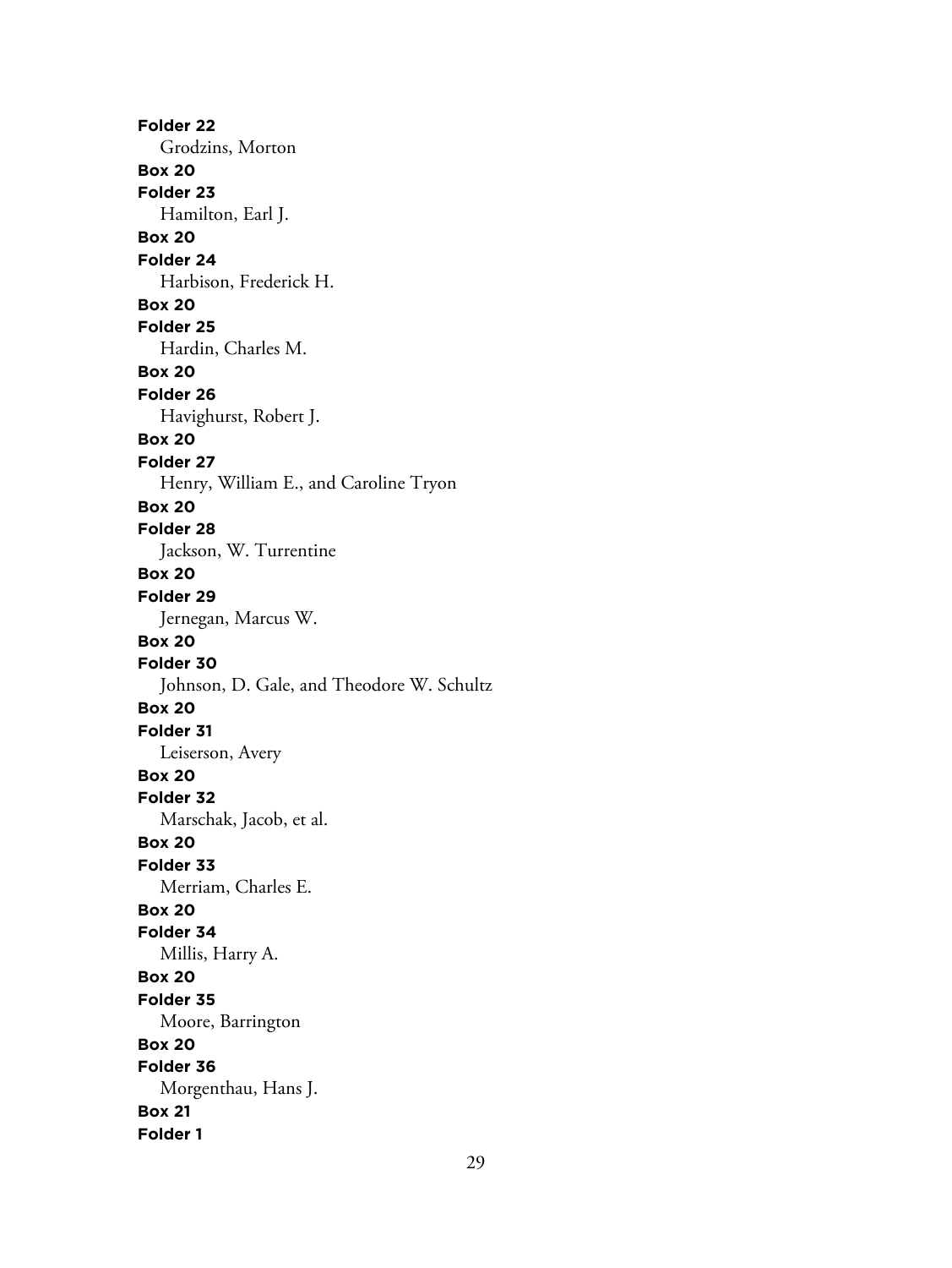**Folder 22**

Grodzins, Morton

**Box 20**

**Folder 23**

Hamilton, Earl J.

**Box 20**

**Folder 24**

Harbison, Frederick H.

**Box 20**

**Folder 25**

Hardin, Charles M.

**Box 20**

**Folder 26**

Havighurst, Robert J.

**Box 20**

**Folder 27**

Henry, William E., and Caroline Tryon

**Box 20**

**Folder 28**

Jackson, W. Turrentine

**Box 20**

**Folder 29**

Jernegan, Marcus W.

**Box 20**

**Folder 30**

Johnson, D. Gale, and Theodore W. Schultz

**Box 20**

**Folder 31**

Leiserson, Avery

**Box 20**

**Folder 32**

Marschak, Jacob, et al.

**Box 20**

**Folder 33**

Merriam, Charles E.

**Box 20**

**Folder 34**

Millis, Harry A.

**Box 20**

**Folder 35**

Moore, Barrington

**Box 20**

**Folder 36**

Morgenthau, Hans J.

**Box 21**

**Folder 1**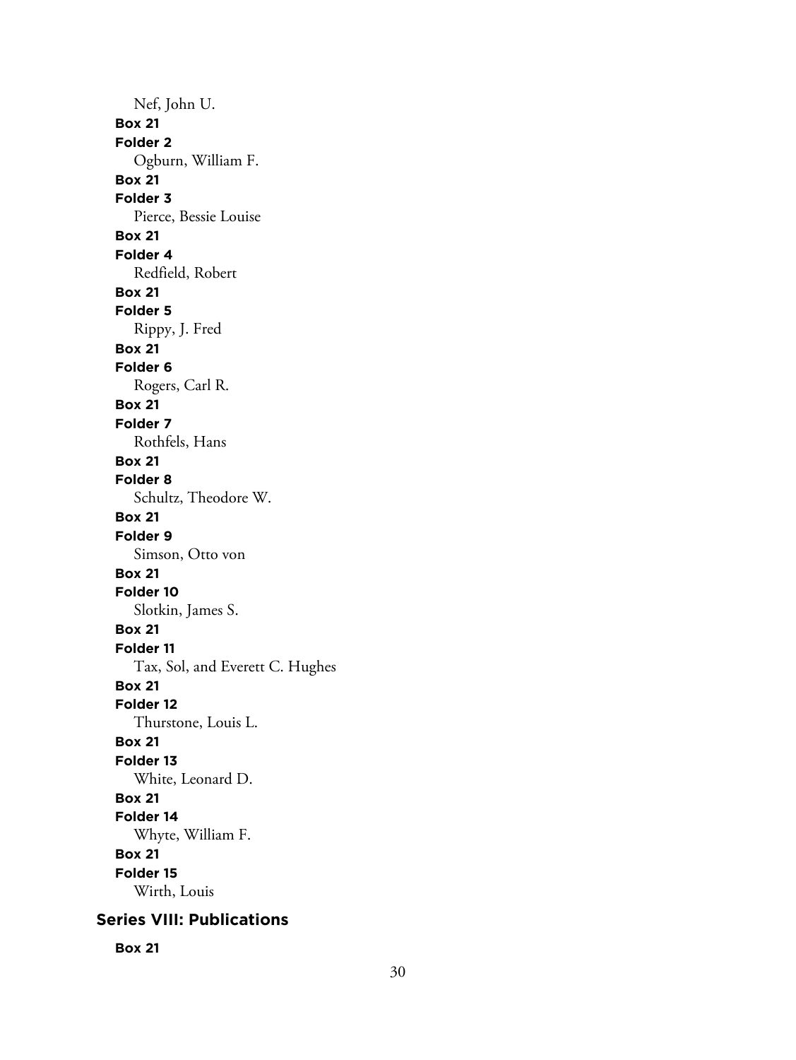Nef, John U.

**Box 21**

**Folder 2**

Ogburn, William F.

**Box 21**

**Folder 3**

Pierce, Bessie Louise

**Box 21**

**Folder 4**

Redfield, Robert

**Box 21**

**Folder 5**

Rippy, J. Fred

**Box 21**

**Folder 6**

Rogers, Carl R.

**Box 21**

**Folder 7**

Rothfels, Hans

**Box 21**

**Folder 8**

Schultz, Theodore W.

**Box 21**

**Folder 9**

Simson, Otto von

**Box 21**

**Folder 10**

Slotkin, James S.

**Box 21**

**Folder 11**

Tax, Sol, and Everett C. Hughes

**Box 21**

**Folder 12**

Thurstone, Louis L.

**Box 21**

**Folder 13**

White, Leonard D.

**Box 21**

**Folder 14**

Whyte, William F.

**Box 21**

**Folder 15**

Wirth, Louis

## Series VIII: Publications

**Box 21**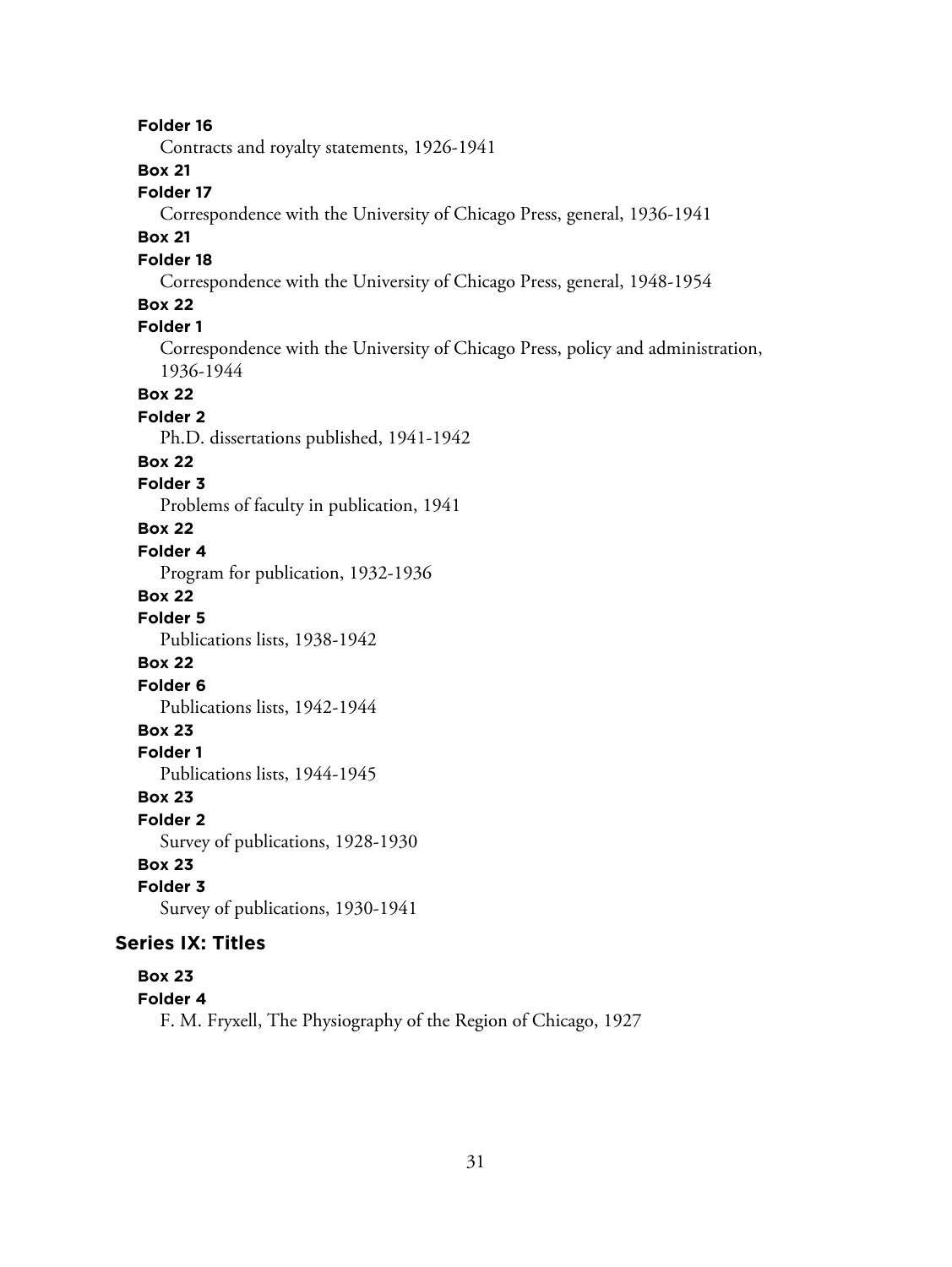**Folder 16**

Contracts and royalty statements, 1926-1941

**Box 21**

**Folder 17**

Correspondence with the University of Chicago Press, general, 1936-1941

**Box 21**

**Folder 18**

Correspondence with the University of Chicago Press, general, 1948-1954

**Box 22**

**Folder 1**

Correspondence with the University of Chicago Press, policy and administration, 1936-1944

**Box 22**

**Folder 2**

Ph.D. dissertations published, 1941-1942

**Box 22**

**Folder 3**

Problems of faculty in publication, 1941

**Box 22**

**Folder 4**

Program for publication, 1932-1936

**Box 22**

**Folder 5**

Publications lists, 1938-1942

**Box 22**

**Folder 6**

Publications lists, 1942-1944

**Box 23**

**Folder 1**

Publications lists, 1944-1945

**Box 23**

**Folder 2**

Survey of publications, 1928-1930

**Box 23**

**Folder 3**

Survey of publications, 1930-1941

## Series IX: Titles

**Box 23**

**Folder 4**

F. M. Fryxell, The Physiography of the Region of Chicago, 1927